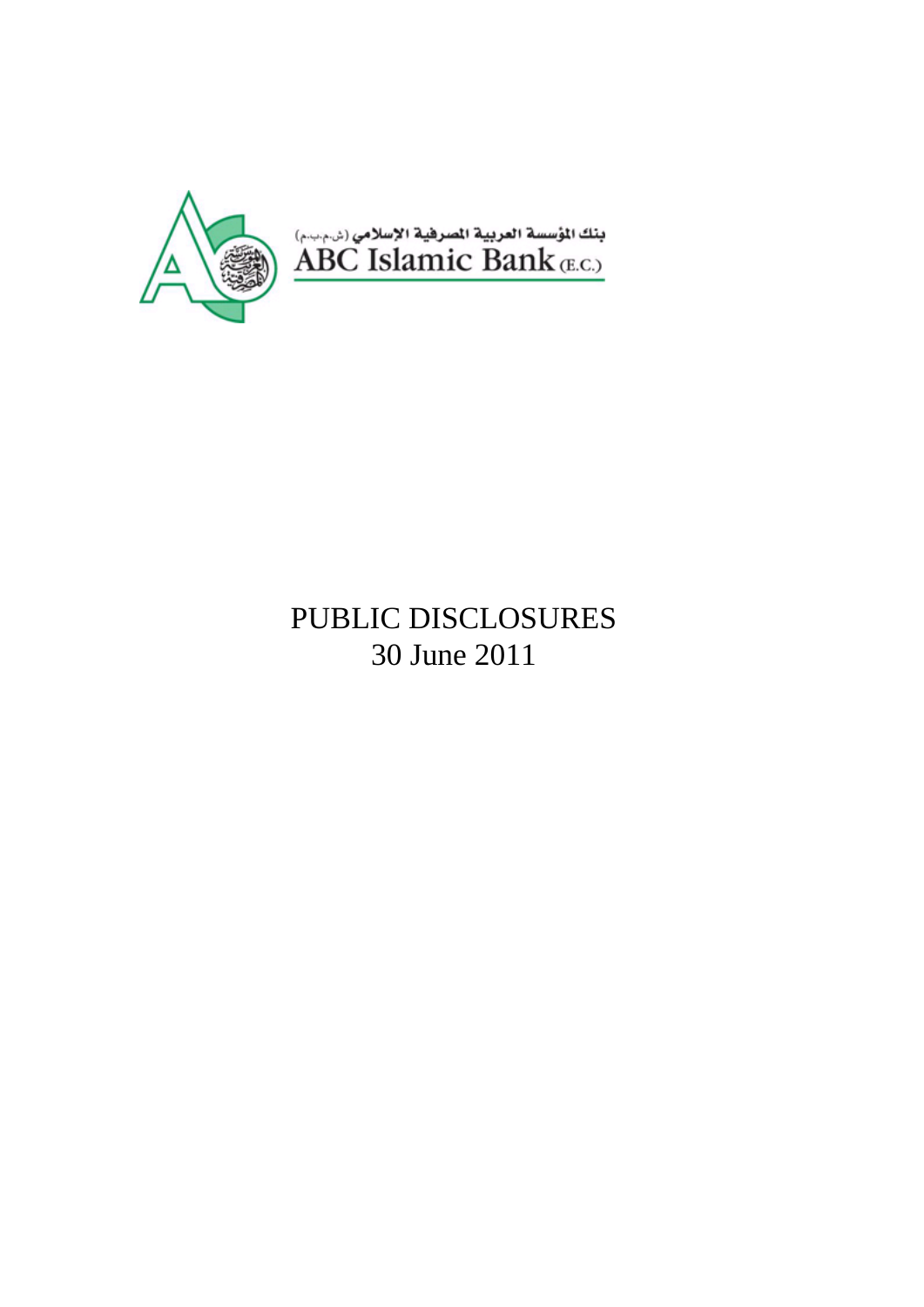بنك المؤسسة العربية المصرفية الإسلامي (ش.م.ب.م)

ABC Islamic Bank (E.C.)

# PUBLIC DISCLOSURES

## 30 June 2011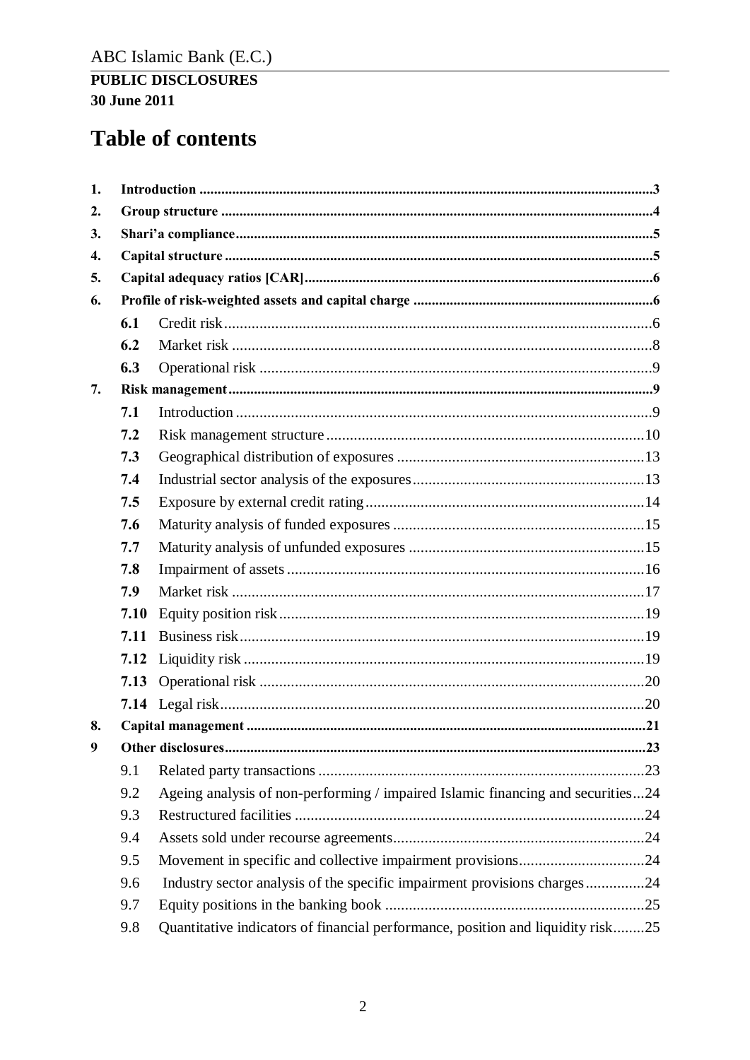ABC Islamic Bank (E.C.)

**PUBLIC DISCLOSURES**
**30 June 2011**

# Table of contents

1. **Introduction** .......... 3
2. **Group structure** .......... 4
3. **Shari'a compliance** .......... 5
4. **Capital structure** .......... 5
5. **Capital adequacy ratios [CAR]** .......... 6
6. **Profile of risk-weighted assets and capital charge** .......... 6
   - **6.1** Credit risk .......... 6
   - **6.2** Market risk .......... 8
   - **6.3** Operational risk .......... 9
7. **Risk management** .......... 9
   - **7.1** Introduction .......... 9
   - **7.2** Risk management structure .......... 10
   - **7.3** Geographical distribution of exposures .......... 13
   - **7.4** Industrial sector analysis of the exposures .......... 13
   - **7.5** Exposure by external credit rating .......... 14
   - **7.6** Maturity analysis of funded exposures .......... 15
   - **7.7** Maturity analysis of unfunded exposures .......... 15
   - **7.8** Impairment of assets .......... 16
   - **7.9** Market risk .......... 17
   - **7.10** Equity position risk .......... 19
   - **7.11** Business risk .......... 19
   - **7.12** Liquidity risk .......... 19
   - **7.13** Operational risk .......... 20
   - **7.14** Legal risk .......... 20
8. **Capital management** .......... 21
9. **Other disclosures** .......... 23
   - 9.1 Related party transactions .......... 23
   - 9.2 Ageing analysis of non-performing / impaired Islamic financing and securities .......... 24
   - 9.3 Restructured facilities .......... 24
   - 9.4 Assets sold under recourse agreements .......... 24
   - 9.5 Movement in specific and collective impairment provisions .......... 24
   - 9.6 Industry sector analysis of the specific impairment provisions charges .......... 24
   - 9.7 Equity positions in the banking book .......... 25
   - 9.8 Quantitative indicators of financial performance, position and liquidity risk .......... 25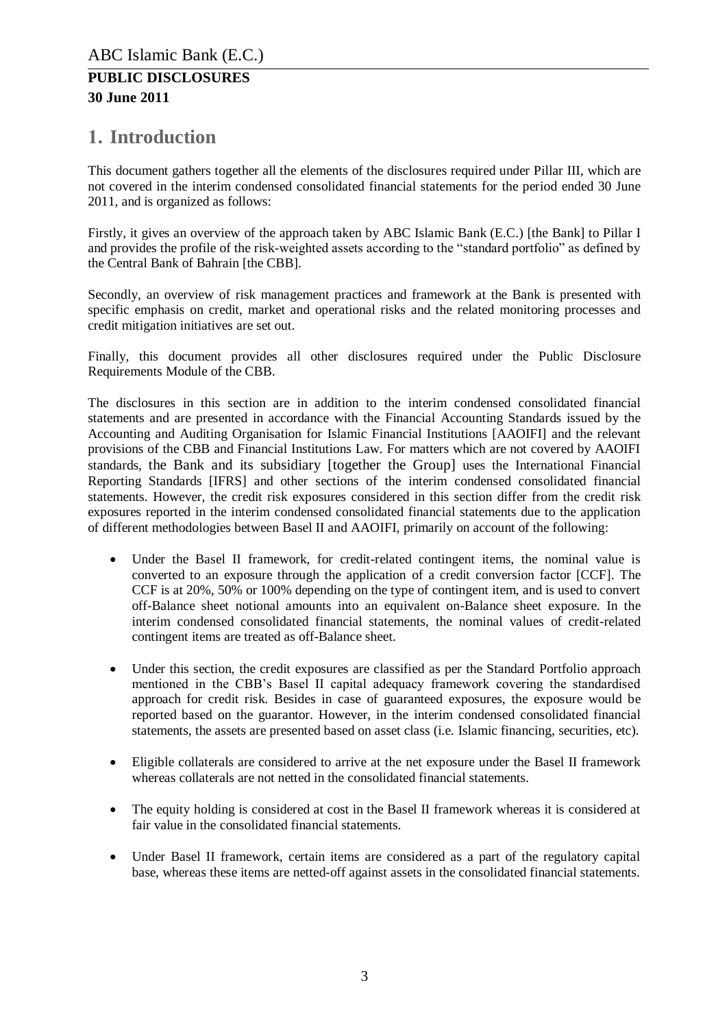# 1. Introduction

This document gathers together all the elements of the disclosures required under Pillar III, which are not covered in the interim condensed consolidated financial statements for the period ended 30 June 2011, and is organized as follows:

Firstly, it gives an overview of the approach taken by ABC Islamic Bank (E.C.) [the Bank] to Pillar I and provides the profile of the risk-weighted assets according to the "standard portfolio" as defined by the Central Bank of Bahrain [the CBB].

Secondly, an overview of risk management practices and framework at the Bank is presented with specific emphasis on credit, market and operational risks and the related monitoring processes and credit mitigation initiatives are set out.

Finally, this document provides all other disclosures required under the Public Disclosure Requirements Module of the CBB.

The disclosures in this section are in addition to the interim condensed consolidated financial statements and are presented in accordance with the Financial Accounting Standards issued by the Accounting and Auditing Organisation for Islamic Financial Institutions [AAOIFI] and the relevant provisions of the CBB and Financial Institutions Law. For matters which are not covered by AAOIFI standards, the Bank and its subsidiary [together the Group] uses the International Financial Reporting Standards [IFRS] and other sections of the interim condensed consolidated financial statements. However, the credit risk exposures considered in this section differ from the credit risk exposures reported in the interim condensed consolidated financial statements due to the application of different methodologies between Basel II and AAOIFI, primarily on account of the following:

- Under the Basel II framework, for credit-related contingent items, the nominal value is converted to an exposure through the application of a credit conversion factor [CCF]. The CCF is at 20%, 50% or 100% depending on the type of contingent item, and is used to convert off-Balance sheet notional amounts into an equivalent on-Balance sheet exposure. In the interim condensed consolidated financial statements, the nominal values of credit-related contingent items are treated as off-Balance sheet.

- Under this section, the credit exposures are classified as per the Standard Portfolio approach mentioned in the CBB's Basel II capital adequacy framework covering the standardised approach for credit risk. Besides in case of guaranteed exposures, the exposure would be reported based on the guarantor. However, in the interim condensed consolidated financial statements, the assets are presented based on asset class (i.e. Islamic financing, securities, etc).

- Eligible collaterals are considered to arrive at the net exposure under the Basel II framework whereas collaterals are not netted in the consolidated financial statements.

- The equity holding is considered at cost in the Basel II framework whereas it is considered at fair value in the consolidated financial statements.

- Under Basel II framework, certain items are considered as a part of the regulatory capital base, whereas these items are netted-off against assets in the consolidated financial statements.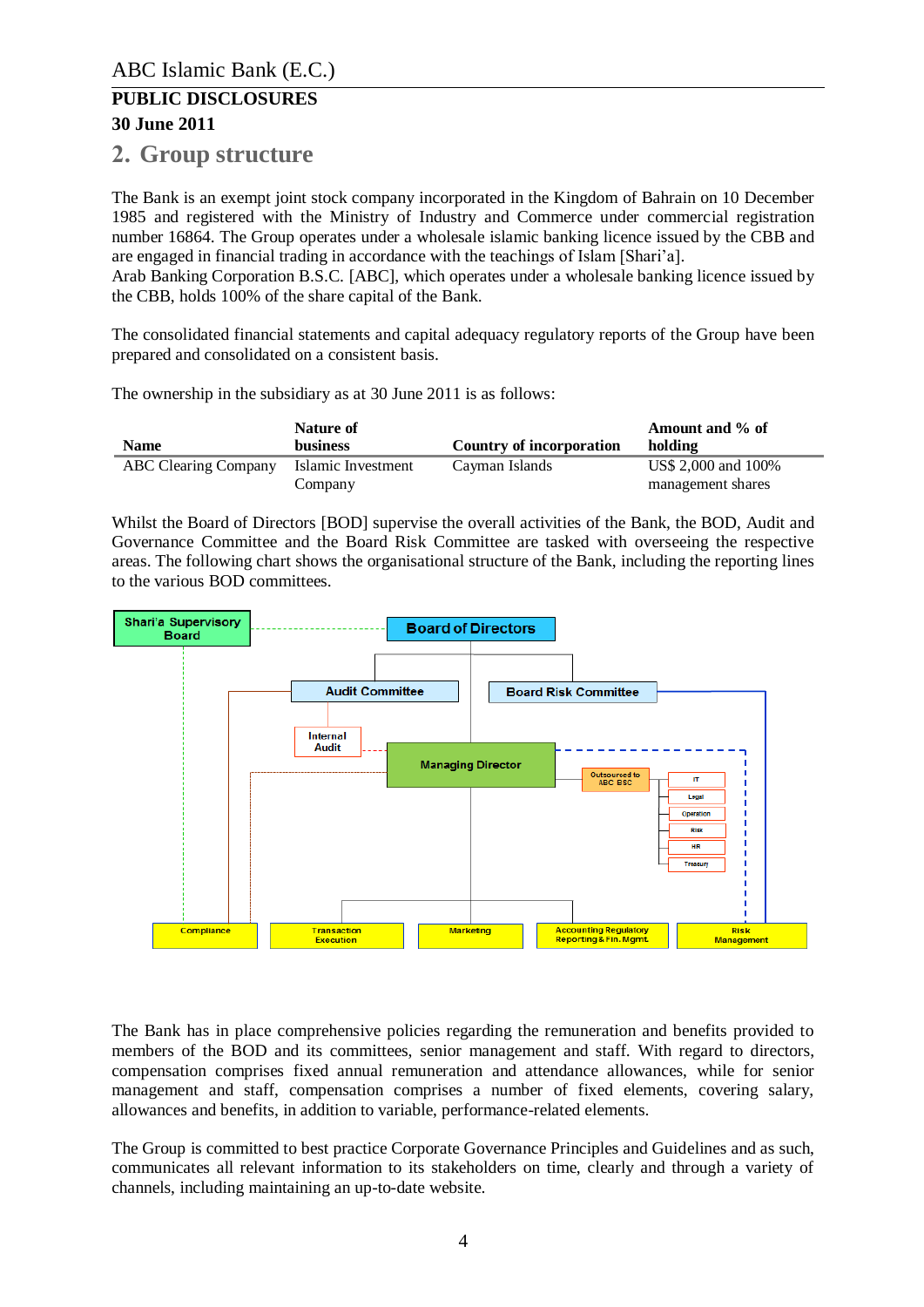## 2. Group structure

The Bank is an exempt joint stock company incorporated in the Kingdom of Bahrain on 10 December 1985 and registered with the Ministry of Industry and Commerce under commercial registration number 16864. The Group operates under a wholesale islamic banking licence issued by the CBB and are engaged in financial trading in accordance with the teachings of Islam [Shari'a].
Arab Banking Corporation B.S.C. [ABC], which operates under a wholesale banking licence issued by the CBB, holds 100% of the share capital of the Bank.

The consolidated financial statements and capital adequacy regulatory reports of the Group have been prepared and consolidated on a consistent basis.

The ownership in the subsidiary as at 30 June 2011 is as follows:

| Name | Nature of business | Country of incorporation | Amount and % of holding |
|---|---|---|---|
| ABC Clearing Company | Islamic Investment Company | Cayman Islands | US$ 2,000 and 100% management shares |

Whilst the Board of Directors [BOD] supervise the overall activities of the Bank, the BOD, Audit and Governance Committee and the Board Risk Committee are tasked with overseeing the respective areas. The following chart shows the organisational structure of the Bank, including the reporting lines to the various BOD committees.

The Bank has in place comprehensive policies regarding the remuneration and benefits provided to members of the BOD and its committees, senior management and staff. With regard to directors, compensation comprises fixed annual remuneration and attendance allowances, while for senior management and staff, compensation comprises a number of fixed elements, covering salary, allowances and benefits, in addition to variable, performance-related elements.

The Group is committed to best practice Corporate Governance Principles and Guidelines and as such, communicates all relevant information to its stakeholders on time, clearly and through a variety of channels, including maintaining an up-to-date website.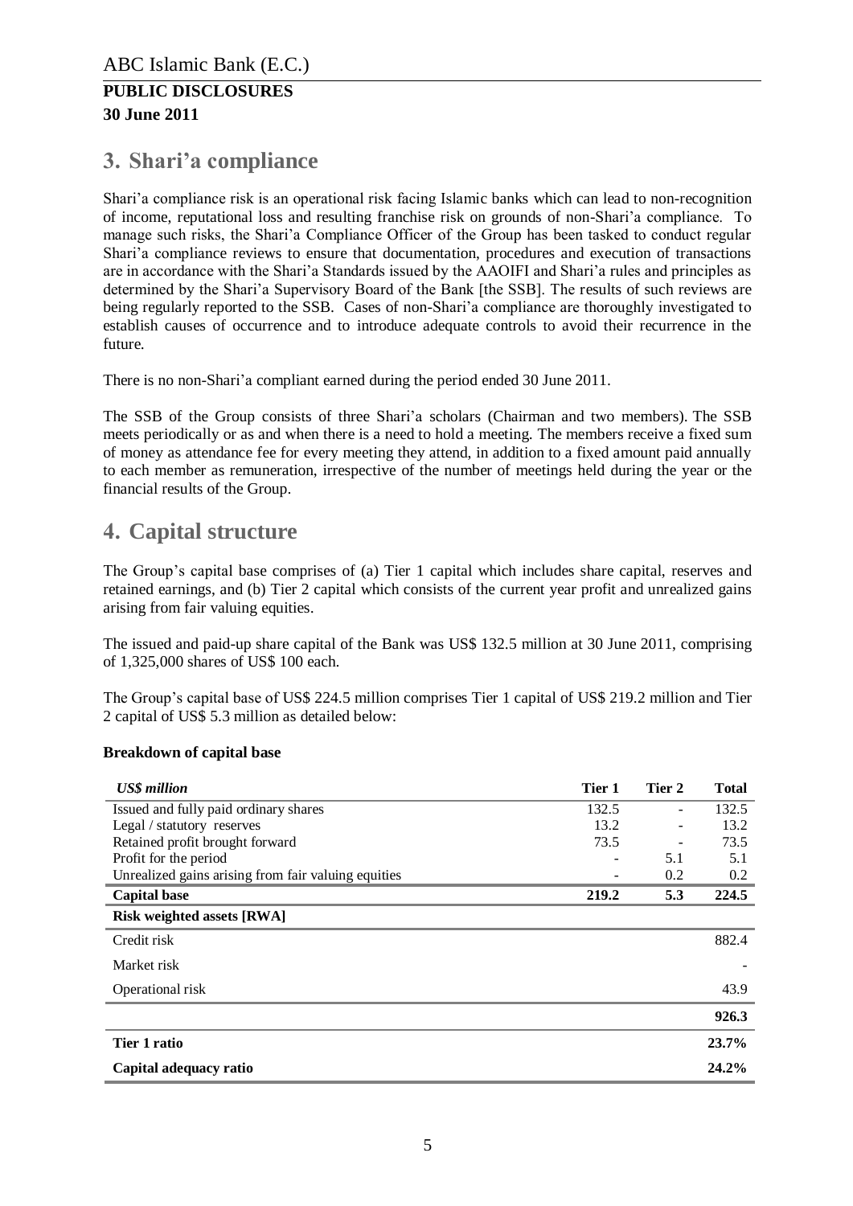## 3. Shari'a compliance

Shari'a compliance risk is an operational risk facing Islamic banks which can lead to non-recognition of income, reputational loss and resulting franchise risk on grounds of non-Shari'a compliance. To manage such risks, the Shari'a Compliance Officer of the Group has been tasked to conduct regular Shari'a compliance reviews to ensure that documentation, procedures and execution of transactions are in accordance with the Shari'a Standards issued by the AAOIFI and Shari'a rules and principles as determined by the Shari'a Supervisory Board of the Bank [the SSB]. The results of such reviews are being regularly reported to the SSB. Cases of non-Shari'a compliance are thoroughly investigated to establish causes of occurrence and to introduce adequate controls to avoid their recurrence in the future.

There is no non-Shari'a compliant earned during the period ended 30 June 2011.

The SSB of the Group consists of three Shari'a scholars (Chairman and two members). The SSB meets periodically or as and when there is a need to hold a meeting. The members receive a fixed sum of money as attendance fee for every meeting they attend, in addition to a fixed amount paid annually to each member as remuneration, irrespective of the number of meetings held during the year or the financial results of the Group.

## 4. Capital structure

The Group's capital base comprises of (a) Tier 1 capital which includes share capital, reserves and retained earnings, and (b) Tier 2 capital which consists of the current year profit and unrealized gains arising from fair valuing equities.

The issued and paid-up share capital of the Bank was US$ 132.5 million at 30 June 2011, comprising of 1,325,000 shares of US$ 100 each.

The Group's capital base of US$ 224.5 million comprises Tier 1 capital of US$ 219.2 million and Tier 2 capital of US$ 5.3 million as detailed below:

**Breakdown of capital base**

| *US$ million* | Tier 1 | Tier 2 | Total |
|---|---|---|---|
| Issued and fully paid ordinary shares | 132.5 | - | 132.5 |
| Legal / statutory reserves | 13.2 | - | 13.2 |
| Retained profit brought forward | 73.5 | - | 73.5 |
| Profit for the period | - | 5.1 | 5.1 |
| Unrealized gains arising from fair valuing equities | - | 0.2 | 0.2 |
| **Capital base** | **219.2** | **5.3** | **224.5** |
| **Risk weighted assets [RWA]** | | | |
| Credit risk | | | 882.4 |
| Market risk | | | - |
| Operational risk | | | 43.9 |
| | | | **926.3** |
| **Tier 1 ratio** | | | **23.7%** |
| **Capital adequacy ratio** | | | **24.2%** |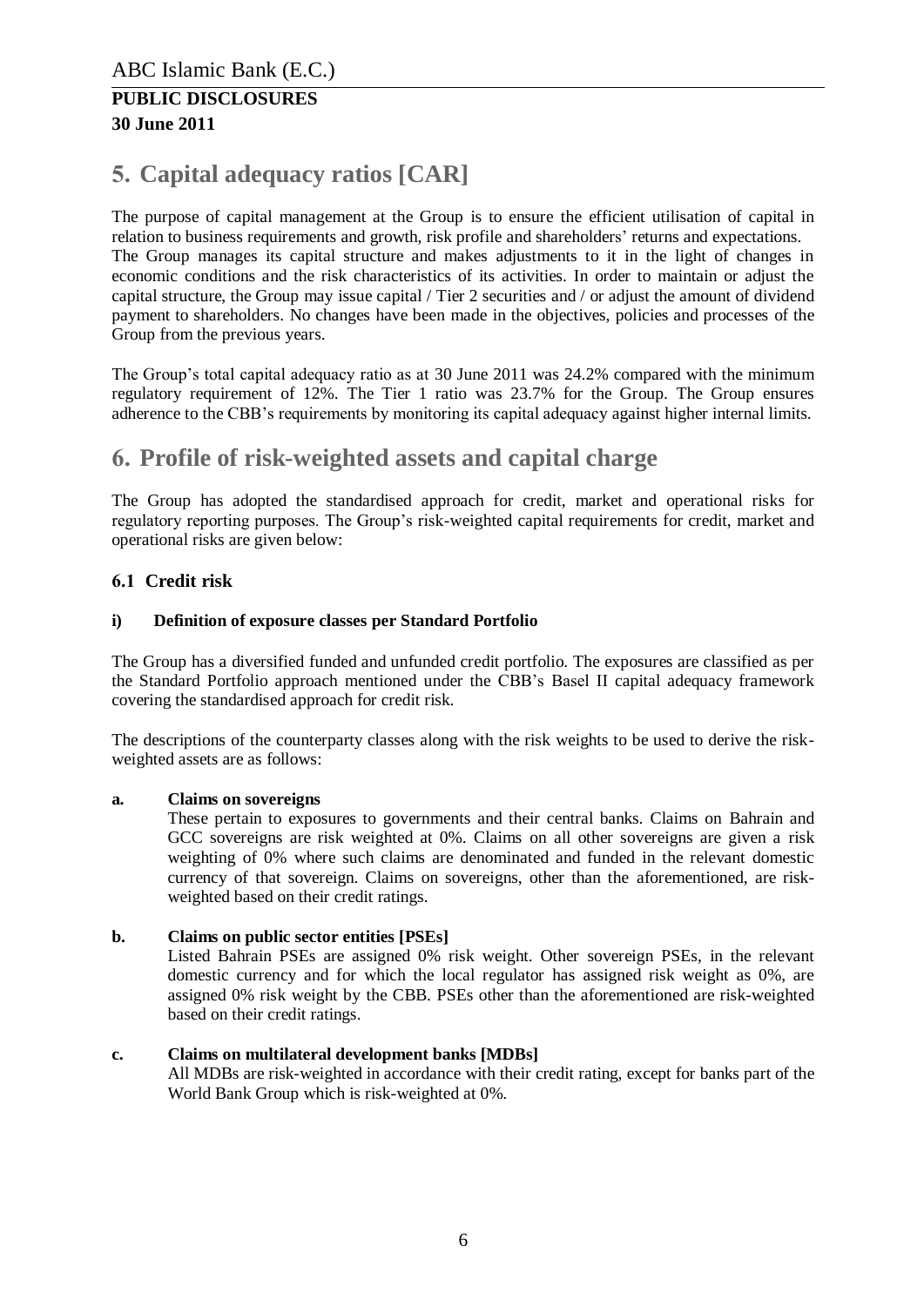# 5. Capital adequacy ratios [CAR]

The purpose of capital management at the Group is to ensure the efficient utilisation of capital in relation to business requirements and growth, risk profile and shareholders' returns and expectations. The Group manages its capital structure and makes adjustments to it in the light of changes in economic conditions and the risk characteristics of its activities. In order to maintain or adjust the capital structure, the Group may issue capital / Tier 2 securities and / or adjust the amount of dividend payment to shareholders. No changes have been made in the objectives, policies and processes of the Group from the previous years.

The Group's total capital adequacy ratio as at 30 June 2011 was 24.2% compared with the minimum regulatory requirement of 12%. The Tier 1 ratio was 23.7% for the Group. The Group ensures adherence to the CBB's requirements by monitoring its capital adequacy against higher internal limits.

# 6. Profile of risk-weighted assets and capital charge

The Group has adopted the standardised approach for credit, market and operational risks for regulatory reporting purposes. The Group's risk-weighted capital requirements for credit, market and operational risks are given below:

## 6.1 Credit risk

### i) Definition of exposure classes per Standard Portfolio

The Group has a diversified funded and unfunded credit portfolio. The exposures are classified as per the Standard Portfolio approach mentioned under the CBB's Basel II capital adequacy framework covering the standardised approach for credit risk.

The descriptions of the counterparty classes along with the risk weights to be used to derive the risk-weighted assets are as follows:

**a. Claims on sovereigns**

These pertain to exposures to governments and their central banks. Claims on Bahrain and GCC sovereigns are risk weighted at 0%. Claims on all other sovereigns are given a risk weighting of 0% where such claims are denominated and funded in the relevant domestic currency of that sovereign. Claims on sovereigns, other than the aforementioned, are risk-weighted based on their credit ratings.

**b. Claims on public sector entities [PSEs]**

Listed Bahrain PSEs are assigned 0% risk weight. Other sovereign PSEs, in the relevant domestic currency and for which the local regulator has assigned risk weight as 0%, are assigned 0% risk weight by the CBB. PSEs other than the aforementioned are risk-weighted based on their credit ratings.

**c. Claims on multilateral development banks [MDBs]**

All MDBs are risk-weighted in accordance with their credit rating, except for banks part of the World Bank Group which is risk-weighted at 0%.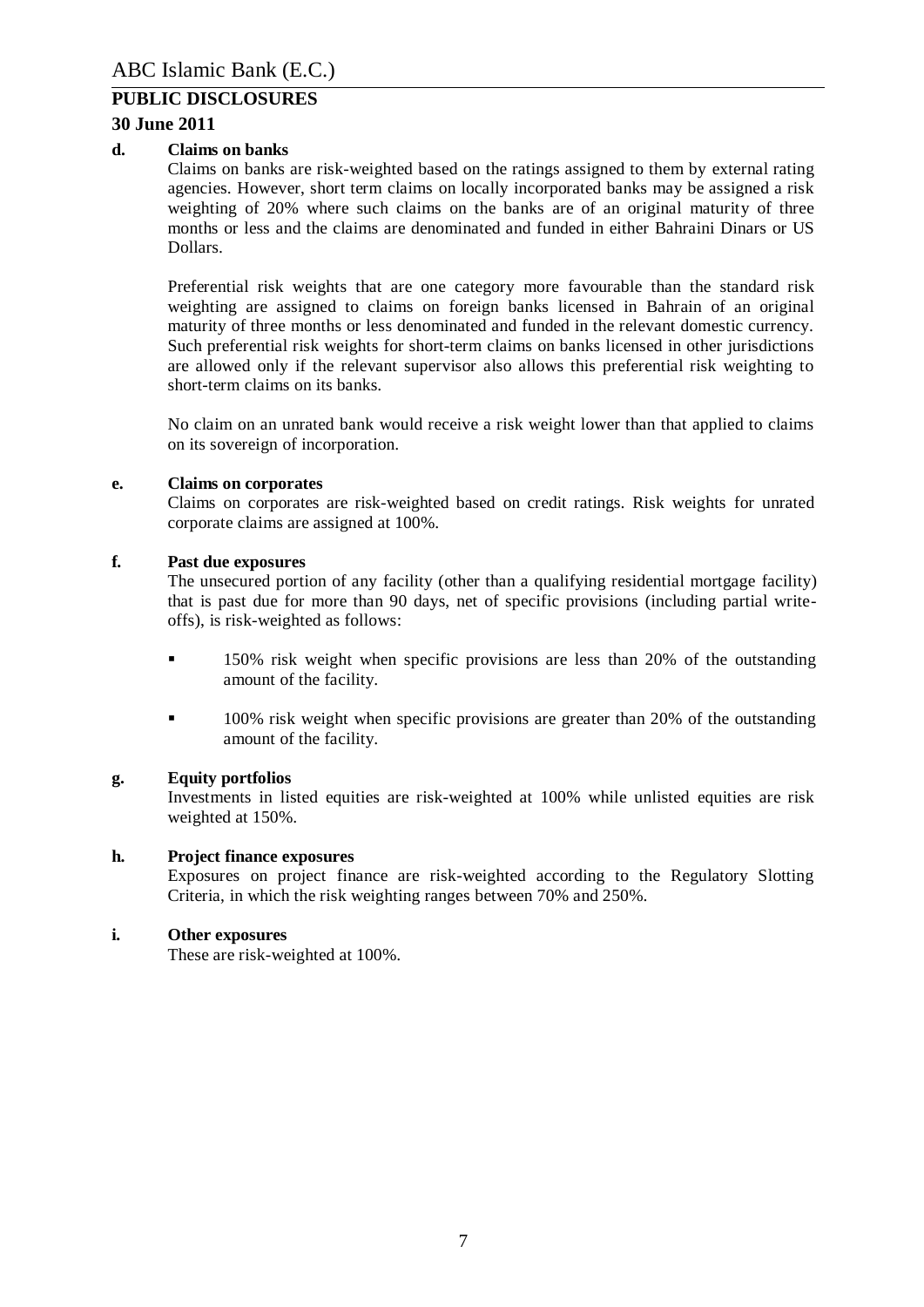**d. Claims on banks**

Claims on banks are risk-weighted based on the ratings assigned to them by external rating agencies. However, short term claims on locally incorporated banks may be assigned a risk weighting of 20% where such claims on the banks are of an original maturity of three months or less and the claims are denominated and funded in either Bahraini Dinars or US Dollars.

Preferential risk weights that are one category more favourable than the standard risk weighting are assigned to claims on foreign banks licensed in Bahrain of an original maturity of three months or less denominated and funded in the relevant domestic currency. Such preferential risk weights for short-term claims on banks licensed in other jurisdictions are allowed only if the relevant supervisor also allows this preferential risk weighting to short-term claims on its banks.

No claim on an unrated bank would receive a risk weight lower than that applied to claims on its sovereign of incorporation.

**e. Claims on corporates**

Claims on corporates are risk-weighted based on credit ratings. Risk weights for unrated corporate claims are assigned at 100%.

**f. Past due exposures**

The unsecured portion of any facility (other than a qualifying residential mortgage facility) that is past due for more than 90 days, net of specific provisions (including partial write-offs), is risk-weighted as follows:

- 150% risk weight when specific provisions are less than 20% of the outstanding amount of the facility.
- 100% risk weight when specific provisions are greater than 20% of the outstanding amount of the facility.

**g. Equity portfolios**

Investments in listed equities are risk-weighted at 100% while unlisted equities are risk weighted at 150%.

**h. Project finance exposures**

Exposures on project finance are risk-weighted according to the Regulatory Slotting Criteria, in which the risk weighting ranges between 70% and 250%.

**i. Other exposures**

These are risk-weighted at 100%.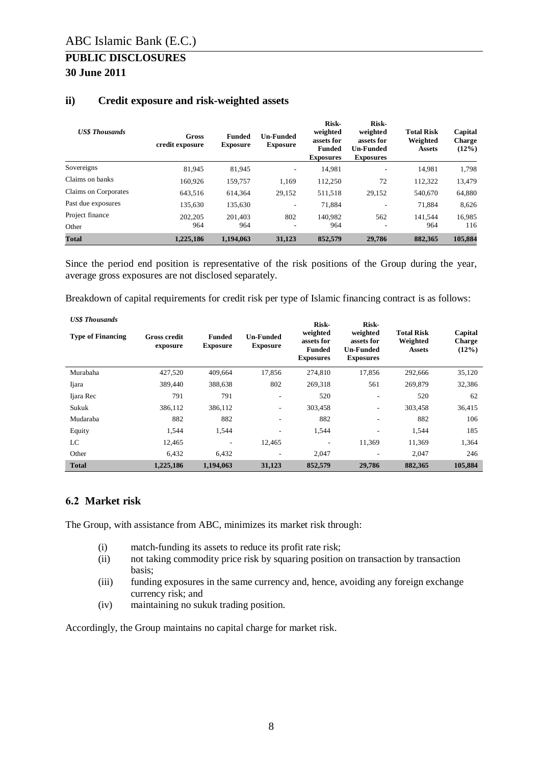### ii) Credit exposure and risk-weighted assets

| *US$ Thousands* | Gross credit exposure | Funded Exposure | Un-Funded Exposure | Risk-weighted assets for Funded Exposures | Risk-weighted assets for Un-Funded Exposures | Total Risk Weighted Assets | Capital Charge (12%) |
|---|---|---|---|---|---|---|---|
| Sovereigns | 81,945 | 81,945 | - | 14,981 | - | 14,981 | 1,798 |
| Claims on banks | 160,926 | 159,757 | 1,169 | 112,250 | 72 | 112,322 | 13,479 |
| Claims on Corporates | 643,516 | 614,364 | 29,152 | 511,518 | 29,152 | 540,670 | 64,880 |
| Past due exposures | 135,630 | 135,630 | - | 71,884 | - | 71,884 | 8,626 |
| Project finance | 202,205 | 201,403 | 802 | 140,982 | 562 | 141,544 | 16,985 |
| Other | 964 | 964 | - | 964 | - | 964 | 116 |
| **Total** | **1,225,186** | **1,194,063** | **31,123** | **852,579** | **29,786** | **882,365** | **105,884** |

Since the period end position is representative of the risk positions of the Group during the year, average gross exposures are not disclosed separately.

Breakdown of capital requirements for credit risk per type of Islamic financing contract is as follows:

*US$ Thousands*

| Type of Financing | Gross credit exposure | Funded Exposure | Un-Funded Exposure | Risk-weighted assets for Funded Exposures | Risk-weighted assets for Un-Funded Exposures | Total Risk Weighted Assets | Capital Charge (12%) |
|---|---|---|---|---|---|---|---|
| Murabaha | 427,520 | 409,664 | 17,856 | 274,810 | 17,856 | 292,666 | 35,120 |
| Ijara | 389,440 | 388,638 | 802 | 269,318 | 561 | 269,879 | 32,386 |
| Ijara Rec | 791 | 791 | - | 520 | - | 520 | 62 |
| Sukuk | 386,112 | 386,112 | - | 303,458 | - | 303,458 | 36,415 |
| Mudaraba | 882 | 882 | - | 882 | - | 882 | 106 |
| Equity | 1,544 | 1,544 | - | 1,544 | - | 1,544 | 185 |
| LC | 12,465 | - | 12,465 | - | 11,369 | 11,369 | 1,364 |
| Other | 6,432 | 6,432 | - | 2,047 | - | 2,047 | 246 |
| **Total** | **1,225,186** | **1,194,063** | **31,123** | **852,579** | **29,786** | **882,365** | **105,884** |

## 6.2 Market risk

The Group, with assistance from ABC, minimizes its market risk through:

(i) match-funding its assets to reduce its profit rate risk;
(ii) not taking commodity price risk by squaring position on transaction by transaction basis;
(iii) funding exposures in the same currency and, hence, avoiding any foreign exchange currency risk; and
(iv) maintaining no sukuk trading position.

Accordingly, the Group maintains no capital charge for market risk.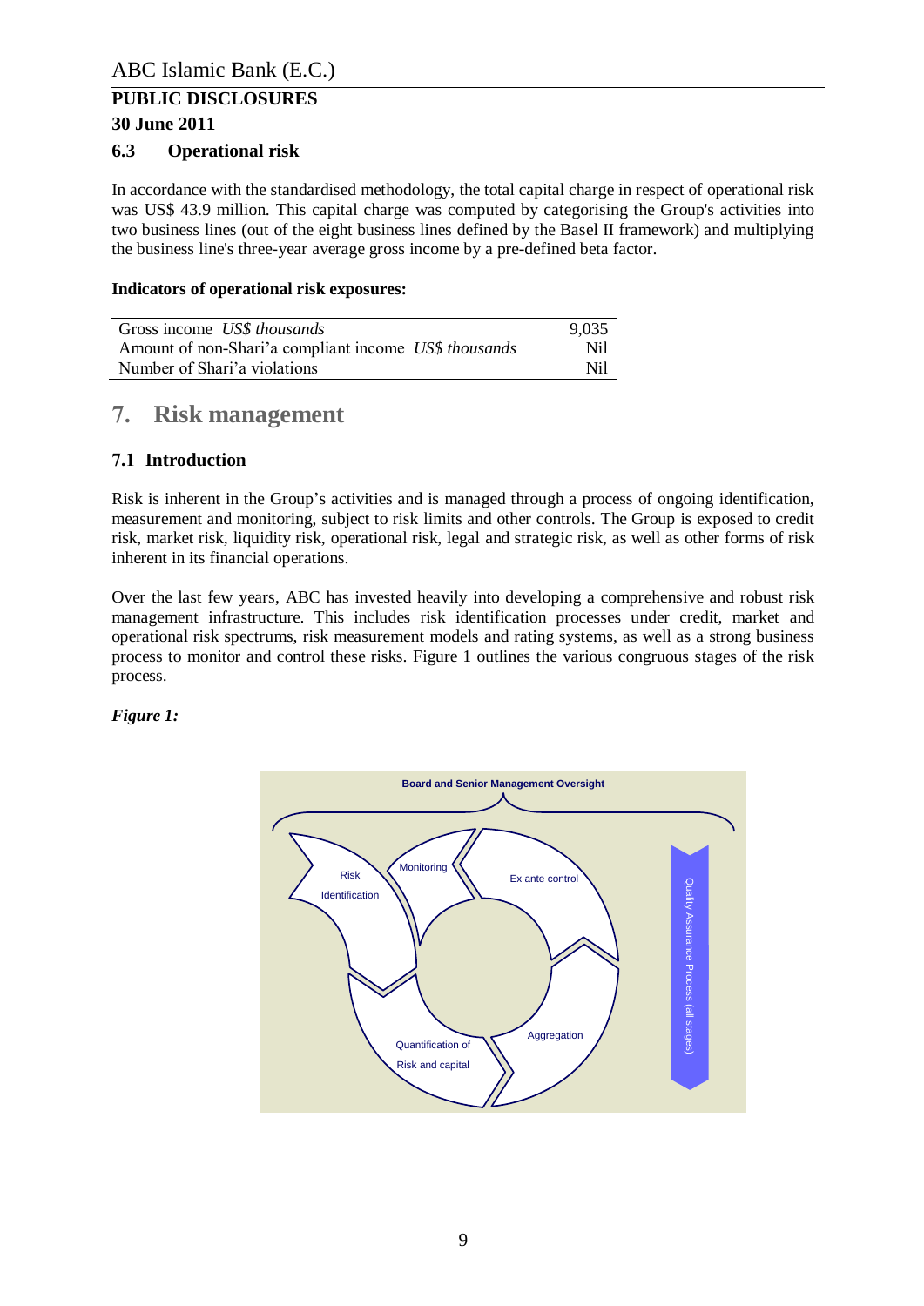### 6.3 Operational risk

In accordance with the standardised methodology, the total capital charge in respect of operational risk was US$ 43.9 million. This capital charge was computed by categorising the Group's activities into two business lines (out of the eight business lines defined by the Basel II framework) and multiplying the business line's three-year average gross income by a pre-defined beta factor.

**Indicators of operational risk exposures:**

| | |
|---|---|
| Gross income *US$ thousands* | 9,035 |
| Amount of non-Shari'a compliant income *US$ thousands* | Nil |
| Number of Shari'a violations | Nil |

# 7. Risk management

## 7.1 Introduction

Risk is inherent in the Group's activities and is managed through a process of ongoing identification, measurement and monitoring, subject to risk limits and other controls. The Group is exposed to credit risk, market risk, liquidity risk, operational risk, legal and strategic risk, as well as other forms of risk inherent in its financial operations.

Over the last few years, ABC has invested heavily into developing a comprehensive and robust risk management infrastructure. This includes risk identification processes under credit, market and operational risk spectrums, risk measurement models and rating systems, as well as a strong business process to monitor and control these risks. Figure 1 outlines the various congruous stages of the risk process.

***Figure 1:***

Board and Senior Management Oversight

Risk Identification

Monitoring

Ex ante control

Aggregation

Quantification of Risk and capital

Quality Assurance Process (all stages)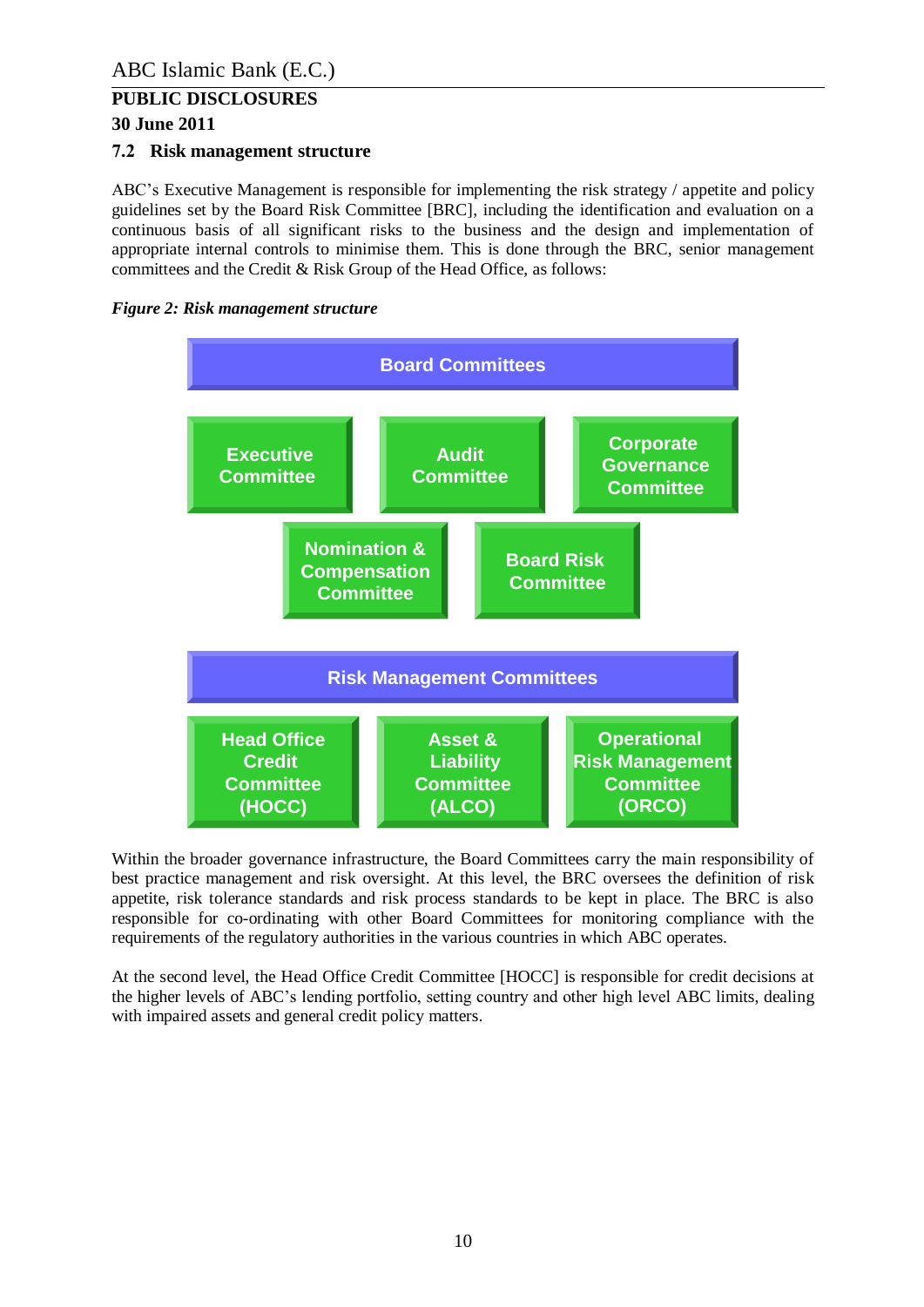ABC Islamic Bank (E.C.)

**PUBLIC DISCLOSURES**

**30 June 2011**

### 7.2 Risk management structure

ABC's Executive Management is responsible for implementing the risk strategy / appetite and policy guidelines set by the Board Risk Committee [BRC], including the identification and evaluation on a continuous basis of all significant risks to the business and the design and implementation of appropriate internal controls to minimise them. This is done through the BRC, senior management committees and the Credit & Risk Group of the Head Office, as follows:

*Figure 2: Risk management structure*

**Board Committees**

- Executive Committee
- Audit Committee
- Corporate Governance Committee
- Nomination & Compensation Committee
- Board Risk Committee

**Risk Management Committees**

- Head Office Credit Committee (HOCC)
- Asset & Liability Committee (ALCO)
- Operational Risk Management Committee (ORCO)

Within the broader governance infrastructure, the Board Committees carry the main responsibility of best practice management and risk oversight. At this level, the BRC oversees the definition of risk appetite, risk tolerance standards and risk process standards to be kept in place. The BRC is also responsible for co-ordinating with other Board Committees for monitoring compliance with the requirements of the regulatory authorities in the various countries in which ABC operates.

At the second level, the Head Office Credit Committee [HOCC] is responsible for credit decisions at the higher levels of ABC's lending portfolio, setting country and other high level ABC limits, dealing with impaired assets and general credit policy matters.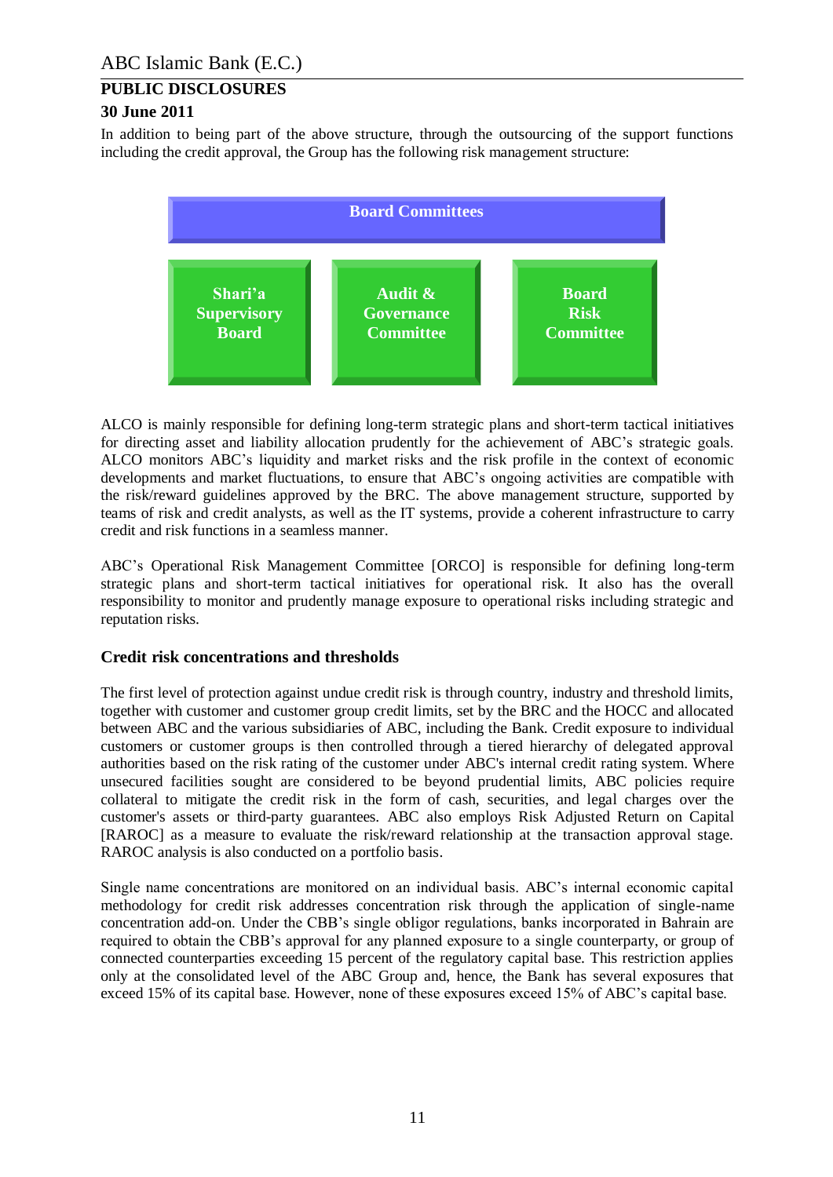In addition to being part of the above structure, through the outsourcing of the support functions including the credit approval, the Group has the following risk management structure:

**Board Committees**

| Shari'a Supervisory Board | Audit & Governance Committee | Board Risk Committee |
|---|---|---|

ALCO is mainly responsible for defining long-term strategic plans and short-term tactical initiatives for directing asset and liability allocation prudently for the achievement of ABC's strategic goals. ALCO monitors ABC's liquidity and market risks and the risk profile in the context of economic developments and market fluctuations, to ensure that ABC's ongoing activities are compatible with the risk/reward guidelines approved by the BRC. The above management structure, supported by teams of risk and credit analysts, as well as the IT systems, provide a coherent infrastructure to carry credit and risk functions in a seamless manner.

ABC's Operational Risk Management Committee [ORCO] is responsible for defining long-term strategic plans and short-term tactical initiatives for operational risk. It also has the overall responsibility to monitor and prudently manage exposure to operational risks including strategic and reputation risks.

### Credit risk concentrations and thresholds

The first level of protection against undue credit risk is through country, industry and threshold limits, together with customer and customer group credit limits, set by the BRC and the HOCC and allocated between ABC and the various subsidiaries of ABC, including the Bank. Credit exposure to individual customers or customer groups is then controlled through a tiered hierarchy of delegated approval authorities based on the risk rating of the customer under ABC's internal credit rating system. Where unsecured facilities sought are considered to be beyond prudential limits, ABC policies require collateral to mitigate the credit risk in the form of cash, securities, and legal charges over the customer's assets or third-party guarantees. ABC also employs Risk Adjusted Return on Capital [RAROC] as a measure to evaluate the risk/reward relationship at the transaction approval stage. RAROC analysis is also conducted on a portfolio basis.

Single name concentrations are monitored on an individual basis. ABC's internal economic capital methodology for credit risk addresses concentration risk through the application of single-name concentration add-on. Under the CBB's single obligor regulations, banks incorporated in Bahrain are required to obtain the CBB's approval for any planned exposure to a single counterparty, or group of connected counterparties exceeding 15 percent of the regulatory capital base. This restriction applies only at the consolidated level of the ABC Group and, hence, the Bank has several exposures that exceed 15% of its capital base. However, none of these exposures exceed 15% of ABC's capital base.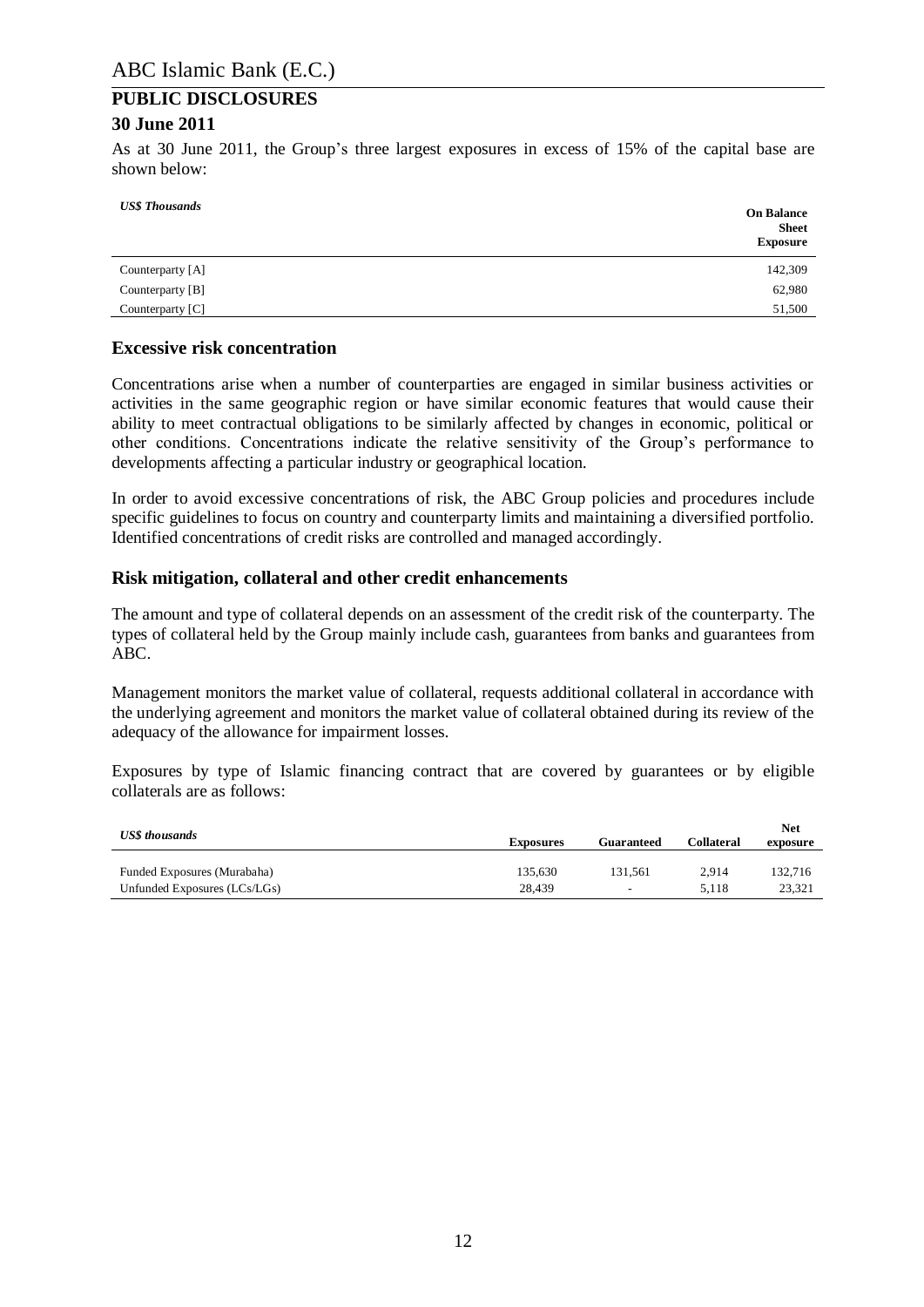As at 30 June 2011, the Group's three largest exposures in excess of 15% of the capital base are shown below:

| *US$ Thousands* | **On Balance Sheet Exposure** |
|---|---|
| Counterparty [A] | 142,309 |
| Counterparty [B] | 62,980 |
| Counterparty [C] | 51,500 |

## Excessive risk concentration

Concentrations arise when a number of counterparties are engaged in similar business activities or activities in the same geographic region or have similar economic features that would cause their ability to meet contractual obligations to be similarly affected by changes in economic, political or other conditions. Concentrations indicate the relative sensitivity of the Group's performance to developments affecting a particular industry or geographical location.

In order to avoid excessive concentrations of risk, the ABC Group policies and procedures include specific guidelines to focus on country and counterparty limits and maintaining a diversified portfolio. Identified concentrations of credit risks are controlled and managed accordingly.

## Risk mitigation, collateral and other credit enhancements

The amount and type of collateral depends on an assessment of the credit risk of the counterparty. The types of collateral held by the Group mainly include cash, guarantees from banks and guarantees from ABC.

Management monitors the market value of collateral, requests additional collateral in accordance with the underlying agreement and monitors the market value of collateral obtained during its review of the adequacy of the allowance for impairment losses.

Exposures by type of Islamic financing contract that are covered by guarantees or by eligible collaterals are as follows:

| *US$ thousands* | **Exposures** | **Guaranteed** | **Collateral** | **Net exposure** |
|---|---|---|---|---|
| Funded Exposures (Murabaha) | 135,630 | 131,561 | 2,914 | 132,716 |
| Unfunded Exposures (LCs/LGs) | 28,439 | - | 5,118 | 23,321 |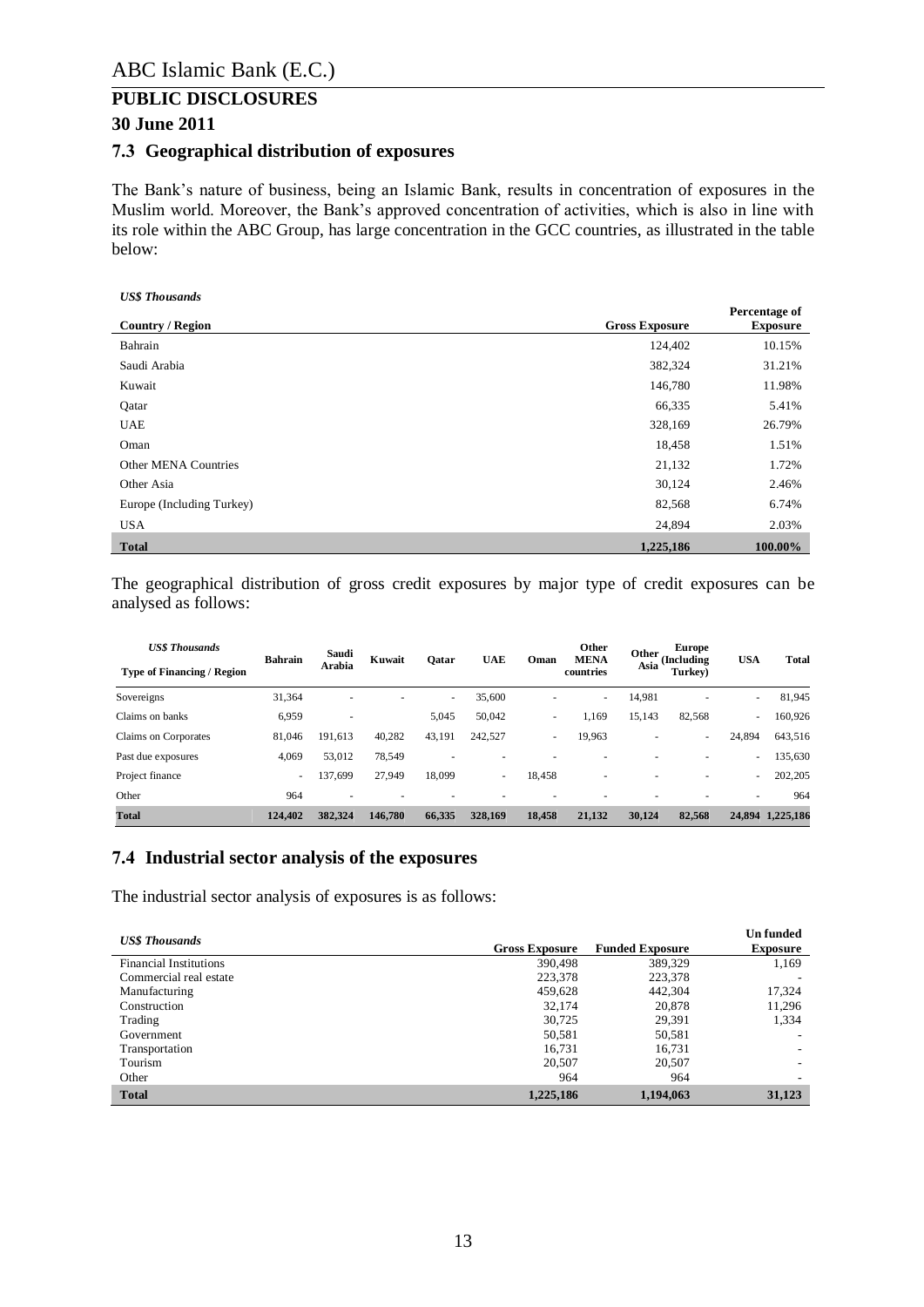# ABC Islamic Bank (E.C.)

## PUBLIC DISCLOSURES

## 30 June 2011

### 7.3 Geographical distribution of exposures

The Bank's nature of business, being an Islamic Bank, results in concentration of exposures in the Muslim world. Moreover, the Bank's approved concentration of activities, which is also in line with its role within the ABC Group, has large concentration in the GCC countries, as illustrated in the table below:

*US$ Thousands*

| Country / Region | Gross Exposure | Percentage of Exposure |
|---|---|---|
| Bahrain | 124,402 | 10.15% |
| Saudi Arabia | 382,324 | 31.21% |
| Kuwait | 146,780 | 11.98% |
| Qatar | 66,335 | 5.41% |
| UAE | 328,169 | 26.79% |
| Oman | 18,458 | 1.51% |
| Other MENA Countries | 21,132 | 1.72% |
| Other Asia | 30,124 | 2.46% |
| Europe (Including Turkey) | 82,568 | 6.74% |
| USA | 24,894 | 2.03% |
| **Total** | **1,225,186** | **100.00%** |

The geographical distribution of gross credit exposures by major type of credit exposures can be analysed as follows:

| *US$ Thousands* Type of Financing / Region | Bahrain | Saudi Arabia | Kuwait | Qatar | UAE | Oman | Other MENA countries | Other Asia | Europe (Including Turkey) | USA | Total |
|---|---|---|---|---|---|---|---|---|---|---|---|
| Sovereigns | 31,364 | - | - | - | 35,600 | - | - | 14,981 | - | - | 81,945 |
| Claims on banks | 6,959 | - | | 5,045 | 50,042 | - | 1,169 | 15,143 | 82,568 | - | 160,926 |
| Claims on Corporates | 81,046 | 191,613 | 40,282 | 43,191 | 242,527 | - | 19,963 | - | - | 24,894 | 643,516 |
| Past due exposures | 4,069 | 53,012 | 78,549 | - | - | - | - | - | - | - | 135,630 |
| Project finance | - | 137,699 | 27,949 | 18,099 | - | 18,458 | - | - | - | - | 202,205 |
| Other | 964 | - | - | - | - | - | - | - | - | - | 964 |
| **Total** | **124,402** | **382,324** | **146,780** | **66,335** | **328,169** | **18,458** | **21,132** | **30,124** | **82,568** | **24,894** | **1,225,186** |

### 7.4 Industrial sector analysis of the exposures

The industrial sector analysis of exposures is as follows:

| *US$ Thousands* | Gross Exposure | Funded Exposure | Un funded Exposure |
|---|---|---|---|
| Financial Institutions | 390,498 | 389,329 | 1,169 |
| Commercial real estate | 223,378 | 223,378 | - |
| Manufacturing | 459,628 | 442,304 | 17,324 |
| Construction | 32,174 | 20,878 | 11,296 |
| Trading | 30,725 | 29,391 | 1,334 |
| Government | 50,581 | 50,581 | - |
| Transportation | 16,731 | 16,731 | - |
| Tourism | 20,507 | 20,507 | - |
| Other | 964 | 964 | - |
| **Total** | **1,225,186** | **1,194,063** | **31,123** |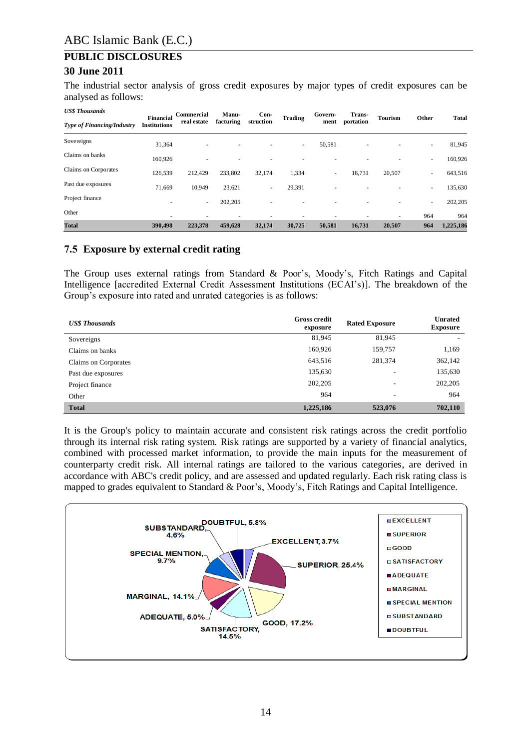# ABC Islamic Bank (E.C.)

## PUBLIC DISCLOSURES

### 30 June 2011

The industrial sector analysis of gross credit exposures by major types of credit exposures can be analysed as follows:

| *US$ Thousands* *Type of Financing/Industry* | Financial Institutions | Commercial real estate | Manu-facturing | Con-struction | Trading | Govern-ment | Trans-portation | Tourism | Other | Total |
|---|---|---|---|---|---|---|---|---|---|---|
| Sovereigns | 31,364 | - | - | - | - | 50,581 | - | - | - | 81,945 |
| Claims on banks | 160,926 | - | - | - | - | - | - | - | - | 160,926 |
| Claims on Corporates | 126,539 | 212,429 | 233,802 | 32,174 | 1,334 | - | 16,731 | 20,507 | - | 643,516 |
| Past due exposures | 71,669 | 10,949 | 23,621 | - | 29,391 | - | - | - | - | 135,630 |
| Project finance | - | - | 202,205 | - | - | - | - | - | - | 202,205 |
| Other | - | - | - | - | - | - | - | - | 964 | 964 |
| **Total** | **390,498** | **223,378** | **459,628** | **32,174** | **30,725** | **50,581** | **16,731** | **20,507** | **964** | **1,225,186** |

## 7.5 Exposure by external credit rating

The Group uses external ratings from Standard & Poor's, Moody's, Fitch Ratings and Capital Intelligence [accredited External Credit Assessment Institutions (ECAI's)]. The breakdown of the Group's exposure into rated and unrated categories is as follows:

| *US$ Thousands* | Gross credit exposure | Rated Exposure | Unrated Exposure |
|---|---|---|---|
| Sovereigns | 81,945 | 81,945 | - |
| Claims on banks | 160,926 | 159,757 | 1,169 |
| Claims on Corporates | 643,516 | 281,374 | 362,142 |
| Past due exposures | 135,630 | - | 135,630 |
| Project finance | 202,205 | - | 202,205 |
| Other | 964 | - | 964 |
| **Total** | **1,225,186** | **523,076** | **702,110** |

It is the Group's policy to maintain accurate and consistent risk ratings across the credit portfolio through its internal risk rating system. Risk ratings are supported by a variety of financial analytics, combined with processed market information, to provide the main inputs for the measurement of counterparty credit risk. All internal ratings are tailored to the various categories, are derived in accordance with ABC's credit policy, and are assessed and updated regularly. Each risk rating class is mapped to grades equivalent to Standard & Poor's, Moody's, Fitch Ratings and Capital Intelligence.

| Rating | % |
|---|---|
| EXCELLENT | 3.7% |
| SUPERIOR | 25.4% |
| GOOD | 17.2% |
| SATISFACTORY | 14.5% |
| ADEQUATE | 5.0% |
| MARGINAL | 14.1% |
| SPECIAL MENTION | 9.7% |
| SUBSTANDARD | 4.6% |
| DOUBTFUL | 5.8% |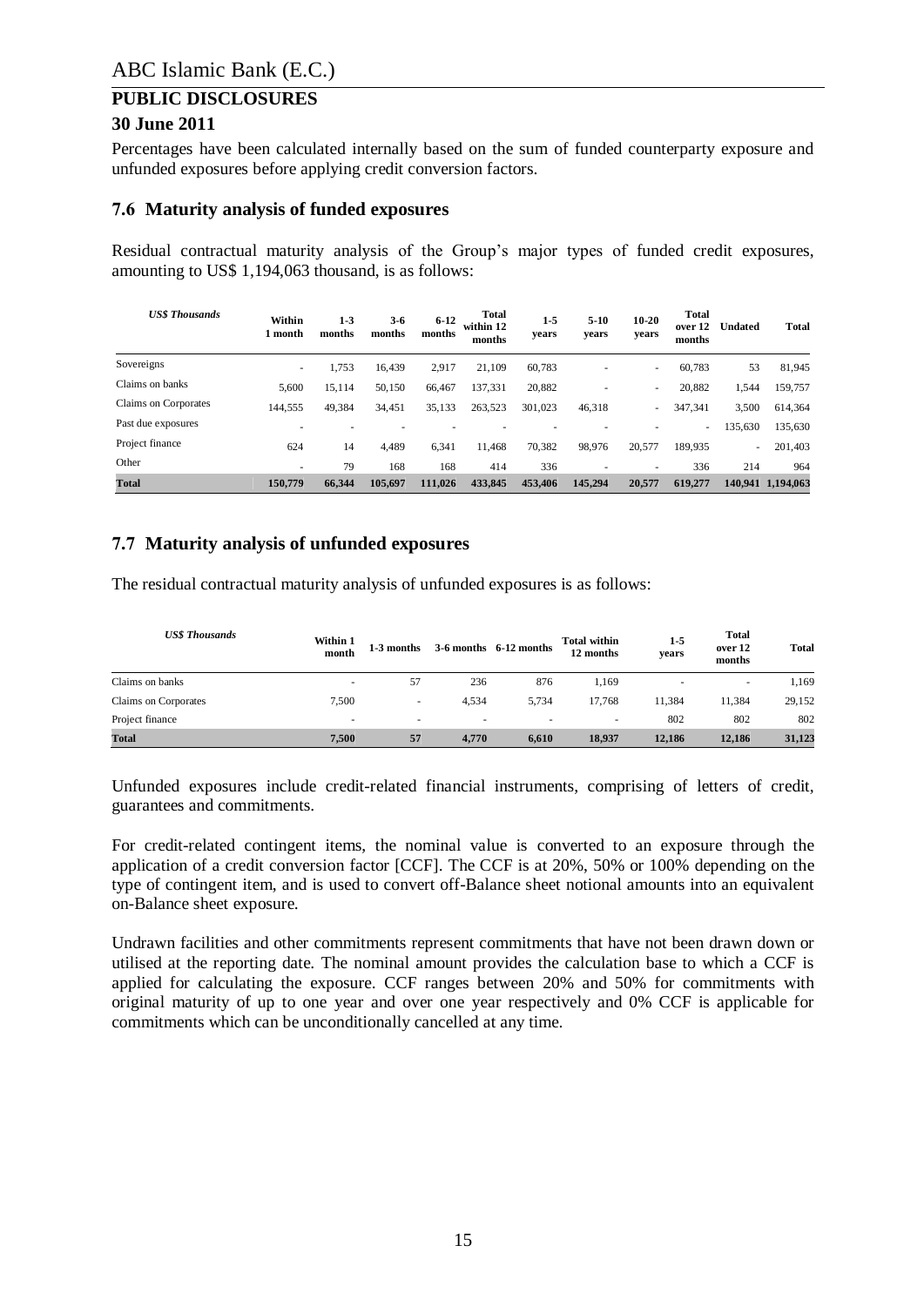ABC Islamic Bank (E.C.)

# PUBLIC DISCLOSURES

## 30 June 2011

Percentages have been calculated internally based on the sum of funded counterparty exposure and unfunded exposures before applying credit conversion factors.

### 7.6 Maturity analysis of funded exposures

Residual contractual maturity analysis of the Group's major types of funded credit exposures, amounting to US$ 1,194,063 thousand, is as follows:

| *US$ Thousands* | Within 1 month | 1-3 months | 3-6 months | 6-12 months | Total within 12 months | 1-5 years | 5-10 years | 10-20 years | Total over 12 months | Undated | Total |
|---|---|---|---|---|---|---|---|---|---|---|---|
| Sovereigns | - | 1,753 | 16,439 | 2,917 | 21,109 | 60,783 | - | - | 60,783 | 53 | 81,945 |
| Claims on banks | 5,600 | 15,114 | 50,150 | 66,467 | 137,331 | 20,882 | - | - | 20,882 | 1,544 | 159,757 |
| Claims on Corporates | 144,555 | 49,384 | 34,451 | 35,133 | 263,523 | 301,023 | 46,318 | - | 347,341 | 3,500 | 614,364 |
| Past due exposures | - | - | - | - | - | - | - | - | - | 135,630 | 135,630 |
| Project finance | 624 | 14 | 4,489 | 6,341 | 11,468 | 70,382 | 98,976 | 20,577 | 189,935 | - | 201,403 |
| Other | - | 79 | 168 | 168 | 414 | 336 | - | - | 336 | 214 | 964 |
| **Total** | **150,779** | **66,344** | **105,697** | **111,026** | **433,845** | **453,406** | **145,294** | **20,577** | **619,277** | **140,941** | **1,194,063** |

### 7.7 Maturity analysis of unfunded exposures

The residual contractual maturity analysis of unfunded exposures is as follows:

| *US$ Thousands* | Within 1 month | 1-3 months | 3-6 months | 6-12 months | Total within 12 months | 1-5 years | Total over 12 months | Total |
|---|---|---|---|---|---|---|---|---|
| Claims on banks | - | 57 | 236 | 876 | 1,169 | - | - | 1,169 |
| Claims on Corporates | 7,500 | - | 4,534 | 5,734 | 17,768 | 11,384 | 11,384 | 29,152 |
| Project finance | - | - | - | - | - | 802 | 802 | 802 |
| **Total** | **7,500** | **57** | **4,770** | **6,610** | **18,937** | **12,186** | **12,186** | **31,123** |

Unfunded exposures include credit-related financial instruments, comprising of letters of credit, guarantees and commitments.

For credit-related contingent items, the nominal value is converted to an exposure through the application of a credit conversion factor [CCF]. The CCF is at 20%, 50% or 100% depending on the type of contingent item, and is used to convert off-Balance sheet notional amounts into an equivalent on-Balance sheet exposure.

Undrawn facilities and other commitments represent commitments that have not been drawn down or utilised at the reporting date. The nominal amount provides the calculation base to which a CCF is applied for calculating the exposure. CCF ranges between 20% and 50% for commitments with original maturity of up to one year and over one year respectively and 0% CCF is applicable for commitments which can be unconditionally cancelled at any time.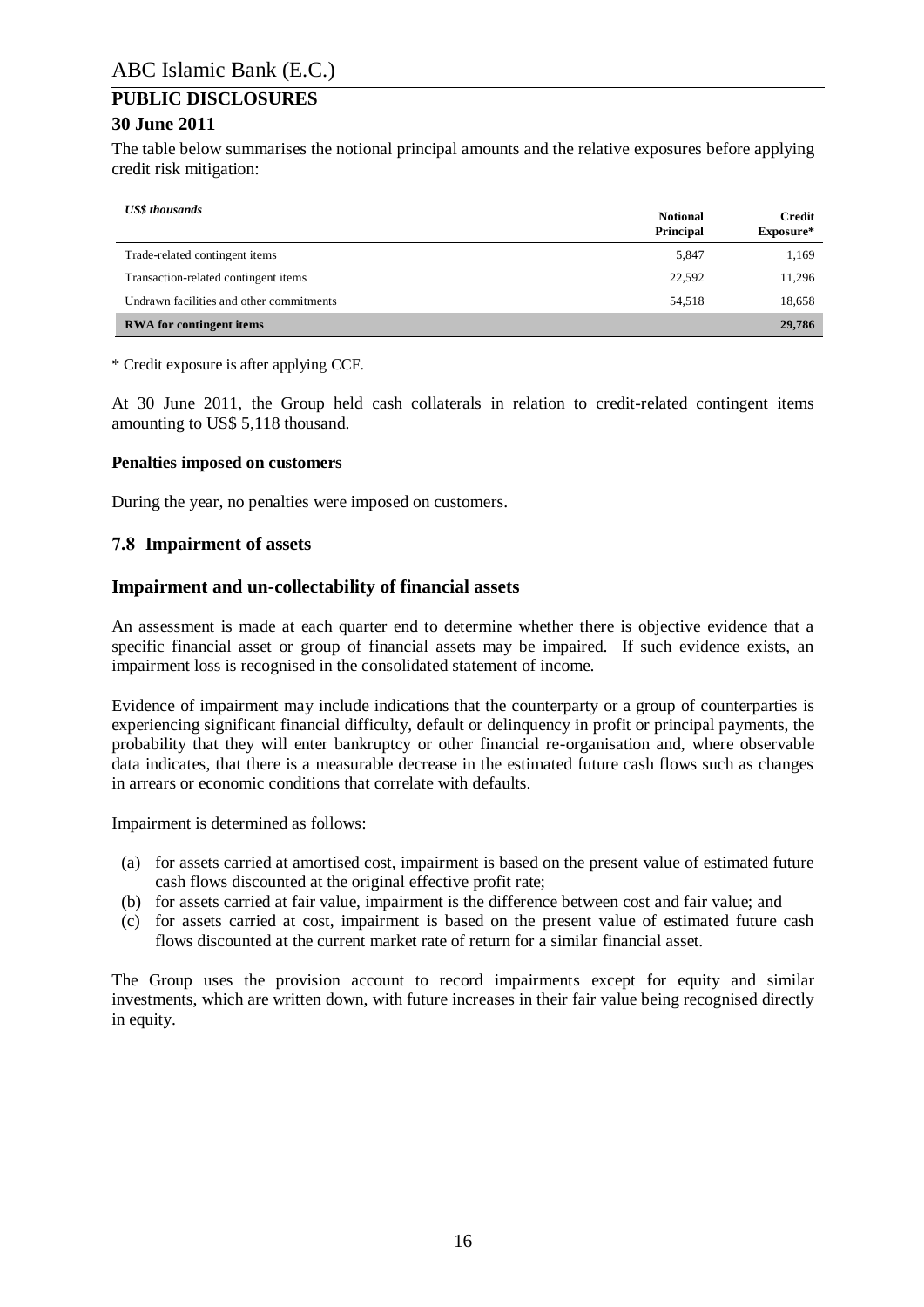The table below summarises the notional principal amounts and the relative exposures before applying credit risk mitigation:

| *US$ thousands* | Notional Principal | Credit Exposure* |
|---|---|---|
| Trade-related contingent items | 5,847 | 1,169 |
| Transaction-related contingent items | 22,592 | 11,296 |
| Undrawn facilities and other commitments | 54,518 | 18,658 |
| **RWA for contingent items** | | **29,786** |

\* Credit exposure is after applying CCF.

At 30 June 2011, the Group held cash collaterals in relation to credit-related contingent items amounting to US$ 5,118 thousand.

**Penalties imposed on customers**

During the year, no penalties were imposed on customers.

## 7.8 Impairment of assets

### Impairment and un-collectability of financial assets

An assessment is made at each quarter end to determine whether there is objective evidence that a specific financial asset or group of financial assets may be impaired. If such evidence exists, an impairment loss is recognised in the consolidated statement of income.

Evidence of impairment may include indications that the counterparty or a group of counterparties is experiencing significant financial difficulty, default or delinquency in profit or principal payments, the probability that they will enter bankruptcy or other financial re-organisation and, where observable data indicates, that there is a measurable decrease in the estimated future cash flows such as changes in arrears or economic conditions that correlate with defaults.

Impairment is determined as follows:

(a) for assets carried at amortised cost, impairment is based on the present value of estimated future cash flows discounted at the original effective profit rate;
(b) for assets carried at fair value, impairment is the difference between cost and fair value; and
(c) for assets carried at cost, impairment is based on the present value of estimated future cash flows discounted at the current market rate of return for a similar financial asset.

The Group uses the provision account to record impairments except for equity and similar investments, which are written down, with future increases in their fair value being recognised directly in equity.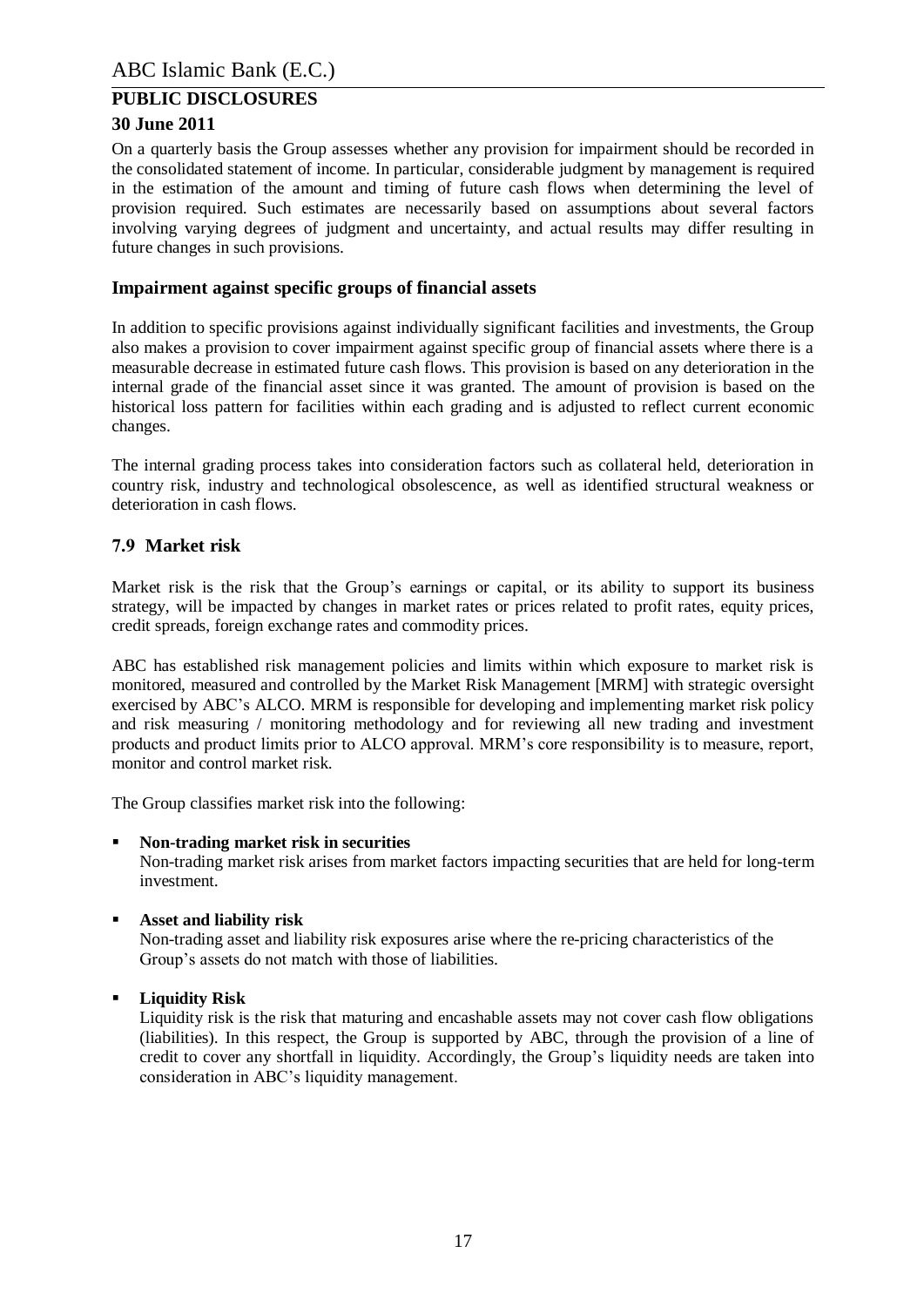On a quarterly basis the Group assesses whether any provision for impairment should be recorded in the consolidated statement of income. In particular, considerable judgment by management is required in the estimation of the amount and timing of future cash flows when determining the level of provision required. Such estimates are necessarily based on assumptions about several factors involving varying degrees of judgment and uncertainty, and actual results may differ resulting in future changes in such provisions.

### Impairment against specific groups of financial assets

In addition to specific provisions against individually significant facilities and investments, the Group also makes a provision to cover impairment against specific group of financial assets where there is a measurable decrease in estimated future cash flows. This provision is based on any deterioration in the internal grade of the financial asset since it was granted. The amount of provision is based on the historical loss pattern for facilities within each grading and is adjusted to reflect current economic changes.

The internal grading process takes into consideration factors such as collateral held, deterioration in country risk, industry and technological obsolescence, as well as identified structural weakness or deterioration in cash flows.

## 7.9 Market risk

Market risk is the risk that the Group's earnings or capital, or its ability to support its business strategy, will be impacted by changes in market rates or prices related to profit rates, equity prices, credit spreads, foreign exchange rates and commodity prices.

ABC has established risk management policies and limits within which exposure to market risk is monitored, measured and controlled by the Market Risk Management [MRM] with strategic oversight exercised by ABC's ALCO. MRM is responsible for developing and implementing market risk policy and risk measuring / monitoring methodology and for reviewing all new trading and investment products and product limits prior to ALCO approval. MRM's core responsibility is to measure, report, monitor and control market risk.

The Group classifies market risk into the following:

- **Non-trading market risk in securities**
  Non-trading market risk arises from market factors impacting securities that are held for long-term investment.

- **Asset and liability risk**
  Non-trading asset and liability risk exposures arise where the re-pricing characteristics of the Group's assets do not match with those of liabilities.

- **Liquidity Risk**
  Liquidity risk is the risk that maturing and encashable assets may not cover cash flow obligations (liabilities). In this respect, the Group is supported by ABC, through the provision of a line of credit to cover any shortfall in liquidity. Accordingly, the Group's liquidity needs are taken into consideration in ABC's liquidity management.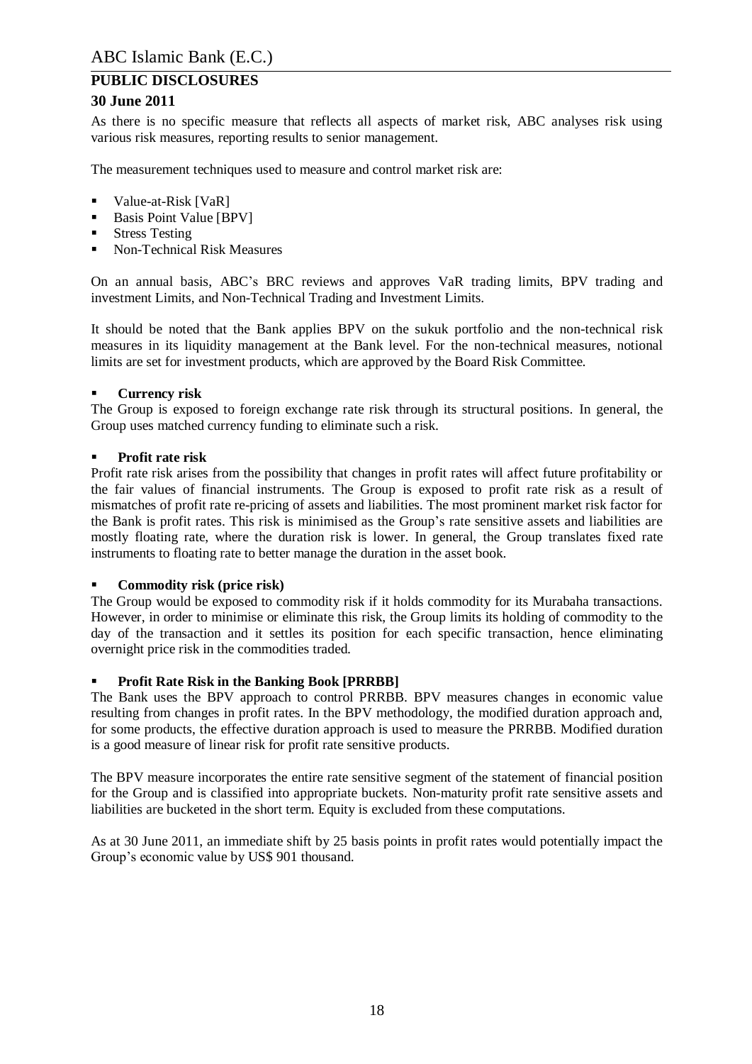As there is no specific measure that reflects all aspects of market risk, ABC analyses risk using various risk measures, reporting results to senior management.

The measurement techniques used to measure and control market risk are:

- Value-at-Risk [VaR]
- Basis Point Value [BPV]
- Stress Testing
- Non-Technical Risk Measures

On an annual basis, ABC's BRC reviews and approves VaR trading limits, BPV trading and investment Limits, and Non-Technical Trading and Investment Limits.

It should be noted that the Bank applies BPV on the sukuk portfolio and the non-technical risk measures in its liquidity management at the Bank level. For the non-technical measures, notional limits are set for investment products, which are approved by the Board Risk Committee.

- **Currency risk**

The Group is exposed to foreign exchange rate risk through its structural positions. In general, the Group uses matched currency funding to eliminate such a risk.

- **Profit rate risk**

Profit rate risk arises from the possibility that changes in profit rates will affect future profitability or the fair values of financial instruments. The Group is exposed to profit rate risk as a result of mismatches of profit rate re-pricing of assets and liabilities. The most prominent market risk factor for the Bank is profit rates. This risk is minimised as the Group's rate sensitive assets and liabilities are mostly floating rate, where the duration risk is lower. In general, the Group translates fixed rate instruments to floating rate to better manage the duration in the asset book.

- **Commodity risk (price risk)**

The Group would be exposed to commodity risk if it holds commodity for its Murabaha transactions. However, in order to minimise or eliminate this risk, the Group limits its holding of commodity to the day of the transaction and it settles its position for each specific transaction, hence eliminating overnight price risk in the commodities traded.

- **Profit Rate Risk in the Banking Book [PRRBB]**

The Bank uses the BPV approach to control PRRBB. BPV measures changes in economic value resulting from changes in profit rates. In the BPV methodology, the modified duration approach and, for some products, the effective duration approach is used to measure the PRRBB. Modified duration is a good measure of linear risk for profit rate sensitive products.

The BPV measure incorporates the entire rate sensitive segment of the statement of financial position for the Group and is classified into appropriate buckets. Non-maturity profit rate sensitive assets and liabilities are bucketed in the short term. Equity is excluded from these computations.

As at 30 June 2011, an immediate shift by 25 basis points in profit rates would potentially impact the Group's economic value by US$ 901 thousand.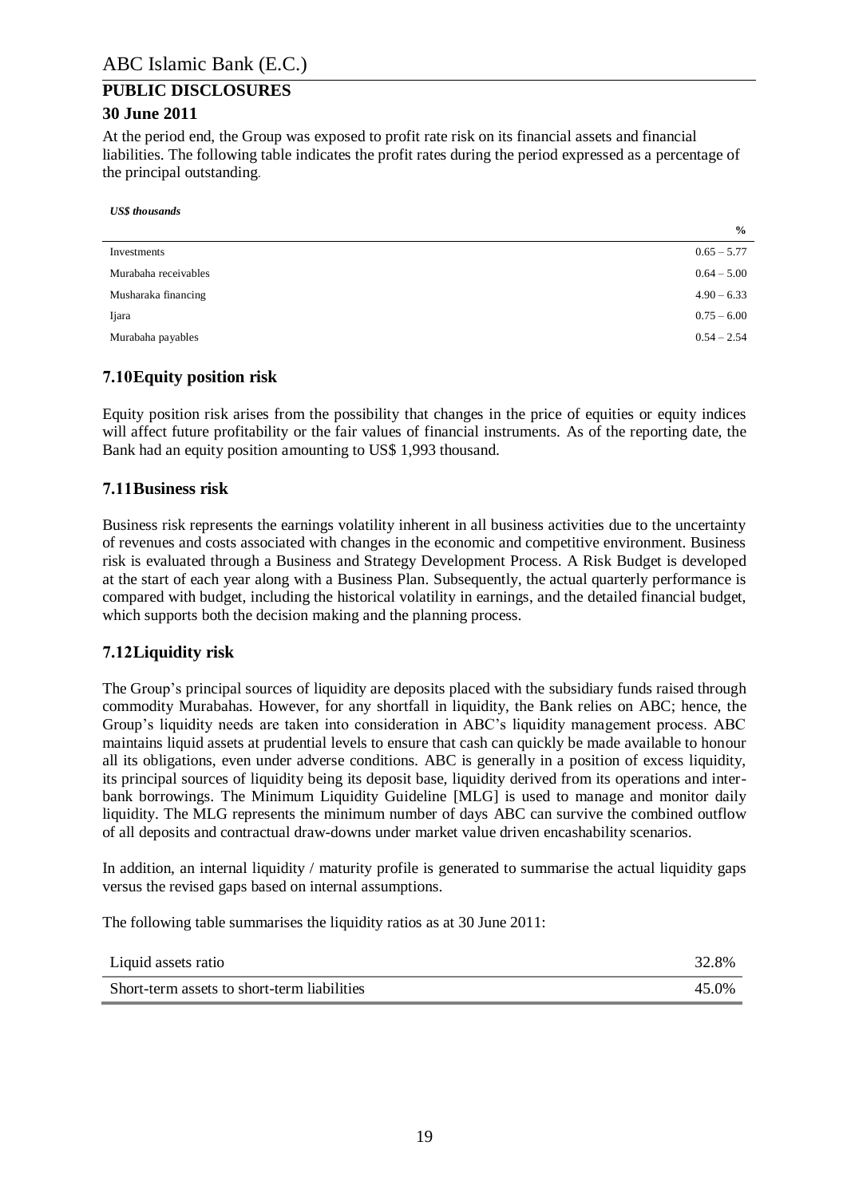At the period end, the Group was exposed to profit rate risk on its financial assets and financial liabilities. The following table indicates the profit rates during the period expressed as a percentage of the principal outstanding.

***US$ thousands***

| | % |
|---|---|
| Investments | 0.65 – 5.77 |
| Murabaha receivables | 0.64 – 5.00 |
| Musharaka financing | 4.90 – 6.33 |
| Ijara | 0.75 – 6.00 |
| Murabaha payables | 0.54 – 2.54 |

## 7.10 Equity position risk

Equity position risk arises from the possibility that changes in the price of equities or equity indices will affect future profitability or the fair values of financial instruments. As of the reporting date, the Bank had an equity position amounting to US$ 1,993 thousand.

## 7.11 Business risk

Business risk represents the earnings volatility inherent in all business activities due to the uncertainty of revenues and costs associated with changes in the economic and competitive environment. Business risk is evaluated through a Business and Strategy Development Process. A Risk Budget is developed at the start of each year along with a Business Plan. Subsequently, the actual quarterly performance is compared with budget, including the historical volatility in earnings, and the detailed financial budget, which supports both the decision making and the planning process.

## 7.12 Liquidity risk

The Group's principal sources of liquidity are deposits placed with the subsidiary funds raised through commodity Murabahas. However, for any shortfall in liquidity, the Bank relies on ABC; hence, the Group's liquidity needs are taken into consideration in ABC's liquidity management process. ABC maintains liquid assets at prudential levels to ensure that cash can quickly be made available to honour all its obligations, even under adverse conditions. ABC is generally in a position of excess liquidity, its principal sources of liquidity being its deposit base, liquidity derived from its operations and inter-bank borrowings. The Minimum Liquidity Guideline [MLG] is used to manage and monitor daily liquidity. The MLG represents the minimum number of days ABC can survive the combined outflow of all deposits and contractual draw-downs under market value driven encashability scenarios.

In addition, an internal liquidity / maturity profile is generated to summarise the actual liquidity gaps versus the revised gaps based on internal assumptions.

The following table summarises the liquidity ratios as at 30 June 2011:

| | |
|---|---|
| Liquid assets ratio | 32.8% |
| Short-term assets to short-term liabilities | 45.0% |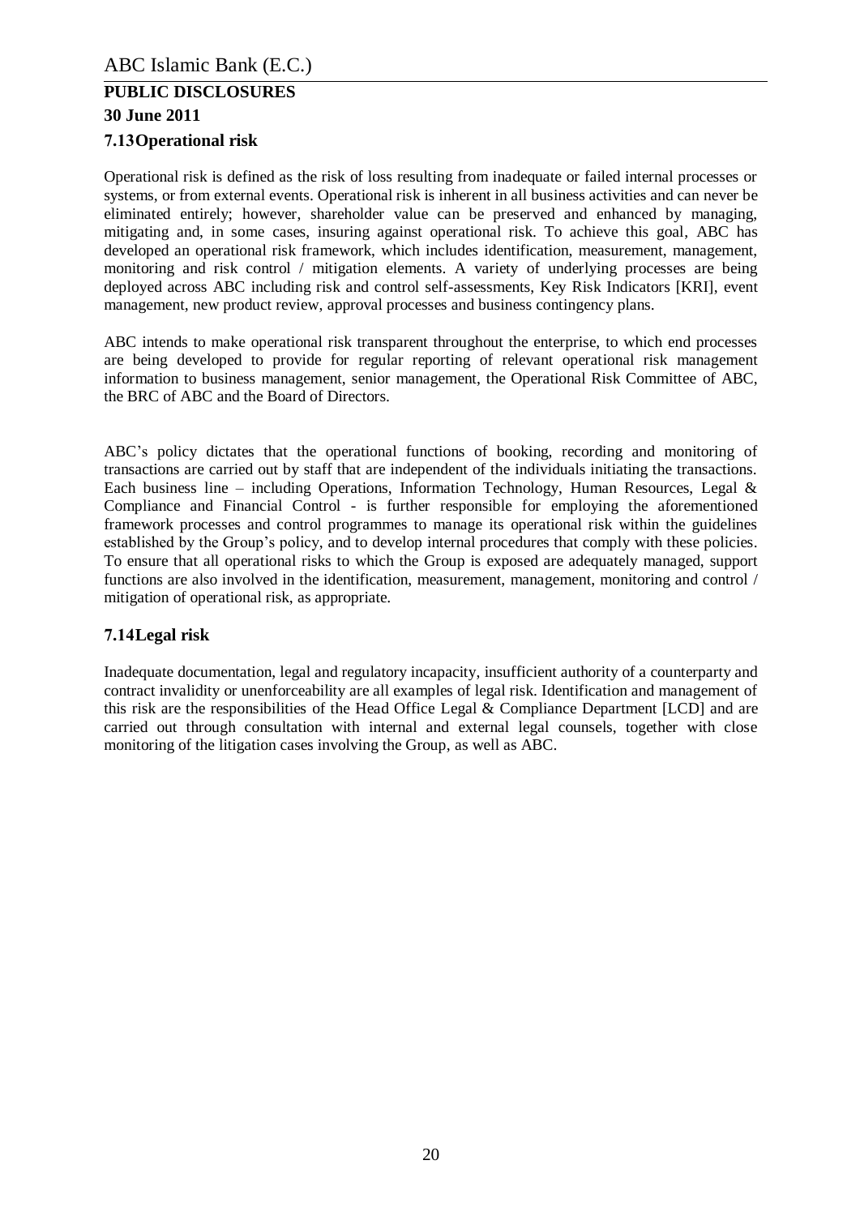## 7.13 Operational risk

Operational risk is defined as the risk of loss resulting from inadequate or failed internal processes or systems, or from external events. Operational risk is inherent in all business activities and can never be eliminated entirely; however, shareholder value can be preserved and enhanced by managing, mitigating and, in some cases, insuring against operational risk. To achieve this goal, ABC has developed an operational risk framework, which includes identification, measurement, management, monitoring and risk control / mitigation elements. A variety of underlying processes are being deployed across ABC including risk and control self-assessments, Key Risk Indicators [KRI], event management, new product review, approval processes and business contingency plans.

ABC intends to make operational risk transparent throughout the enterprise, to which end processes are being developed to provide for regular reporting of relevant operational risk management information to business management, senior management, the Operational Risk Committee of ABC, the BRC of ABC and the Board of Directors.

ABC's policy dictates that the operational functions of booking, recording and monitoring of transactions are carried out by staff that are independent of the individuals initiating the transactions. Each business line – including Operations, Information Technology, Human Resources, Legal & Compliance and Financial Control - is further responsible for employing the aforementioned framework processes and control programmes to manage its operational risk within the guidelines established by the Group's policy, and to develop internal procedures that comply with these policies. To ensure that all operational risks to which the Group is exposed are adequately managed, support functions are also involved in the identification, measurement, management, monitoring and control / mitigation of operational risk, as appropriate.

## 7.14 Legal risk

Inadequate documentation, legal and regulatory incapacity, insufficient authority of a counterparty and contract invalidity or unenforceability are all examples of legal risk. Identification and management of this risk are the responsibilities of the Head Office Legal & Compliance Department [LCD] and are carried out through consultation with internal and external legal counsels, together with close monitoring of the litigation cases involving the Group, as well as ABC.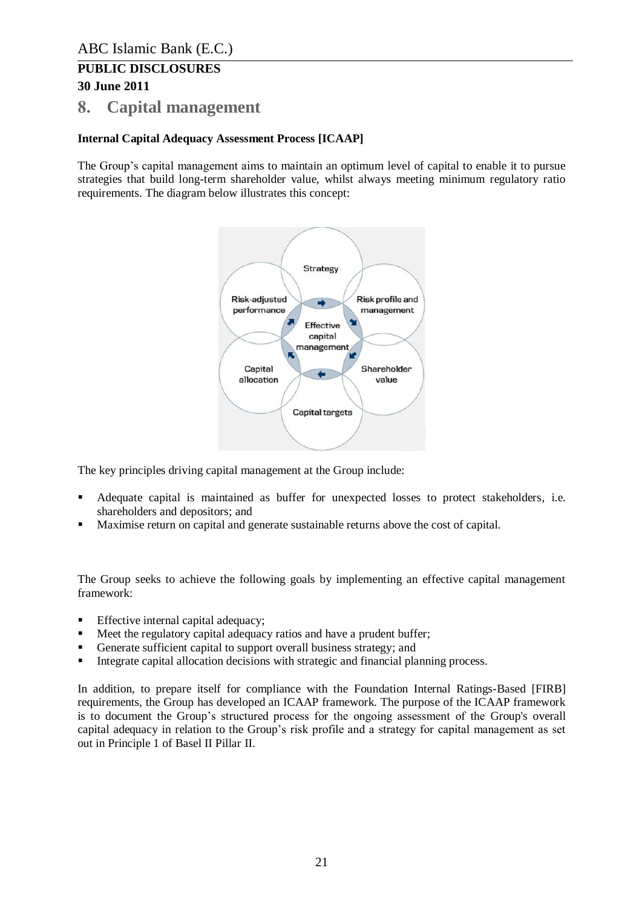# 8. Capital management

**Internal Capital Adequacy Assessment Process [ICAAP]**

The Group's capital management aims to maintain an optimum level of capital to enable it to pursue strategies that build long-term shareholder value, whilst always meeting minimum regulatory ratio requirements. The diagram below illustrates this concept:

Strategy
Risk profile and management
Shareholder value
Capital targets
Capital allocation
Risk-adjusted performance
Effective capital management

The key principles driving capital management at the Group include:

- Adequate capital is maintained as buffer for unexpected losses to protect stakeholders, i.e. shareholders and depositors; and
- Maximise return on capital and generate sustainable returns above the cost of capital.

The Group seeks to achieve the following goals by implementing an effective capital management framework:

- Effective internal capital adequacy;
- Meet the regulatory capital adequacy ratios and have a prudent buffer;
- Generate sufficient capital to support overall business strategy; and
- Integrate capital allocation decisions with strategic and financial planning process.

In addition, to prepare itself for compliance with the Foundation Internal Ratings-Based [FIRB] requirements, the Group has developed an ICAAP framework. The purpose of the ICAAP framework is to document the Group's structured process for the ongoing assessment of the Group's overall capital adequacy in relation to the Group's risk profile and a strategy for capital management as set out in Principle 1 of Basel II Pillar II.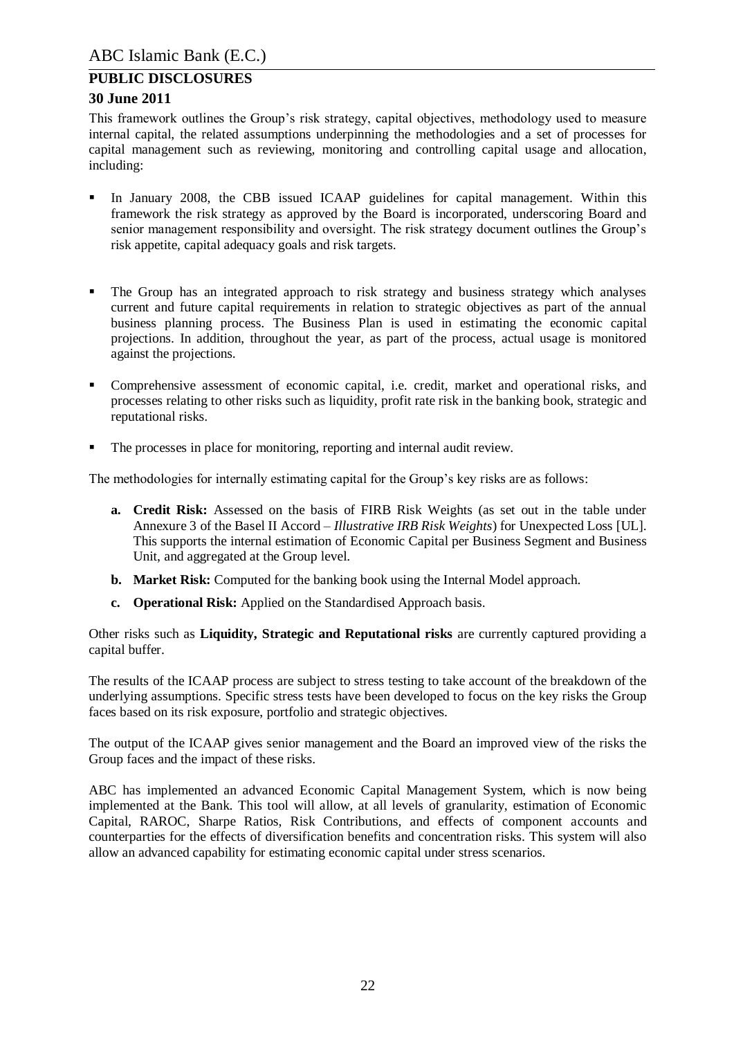This framework outlines the Group's risk strategy, capital objectives, methodology used to measure internal capital, the related assumptions underpinning the methodologies and a set of processes for capital management such as reviewing, monitoring and controlling capital usage and allocation, including:

- In January 2008, the CBB issued ICAAP guidelines for capital management. Within this framework the risk strategy as approved by the Board is incorporated, underscoring Board and senior management responsibility and oversight. The risk strategy document outlines the Group's risk appetite, capital adequacy goals and risk targets.
- The Group has an integrated approach to risk strategy and business strategy which analyses current and future capital requirements in relation to strategic objectives as part of the annual business planning process. The Business Plan is used in estimating the economic capital projections. In addition, throughout the year, as part of the process, actual usage is monitored against the projections.
- Comprehensive assessment of economic capital, i.e. credit, market and operational risks, and processes relating to other risks such as liquidity, profit rate risk in the banking book, strategic and reputational risks.
- The processes in place for monitoring, reporting and internal audit review.

The methodologies for internally estimating capital for the Group's key risks are as follows:

a. **Credit Risk:** Assessed on the basis of FIRB Risk Weights (as set out in the table under Annexure 3 of the Basel II Accord – *Illustrative IRB Risk Weights*) for Unexpected Loss [UL]. This supports the internal estimation of Economic Capital per Business Segment and Business Unit, and aggregated at the Group level.

b. **Market Risk:** Computed for the banking book using the Internal Model approach.

c. **Operational Risk:** Applied on the Standardised Approach basis.

Other risks such as **Liquidity, Strategic and Reputational risks** are currently captured providing a capital buffer.

The results of the ICAAP process are subject to stress testing to take account of the breakdown of the underlying assumptions. Specific stress tests have been developed to focus on the key risks the Group faces based on its risk exposure, portfolio and strategic objectives.

The output of the ICAAP gives senior management and the Board an improved view of the risks the Group faces and the impact of these risks.

ABC has implemented an advanced Economic Capital Management System, which is now being implemented at the Bank. This tool will allow, at all levels of granularity, estimation of Economic Capital, RAROC, Sharpe Ratios, Risk Contributions, and effects of component accounts and counterparties for the effects of diversification benefits and concentration risks. This system will also allow an advanced capability for estimating economic capital under stress scenarios.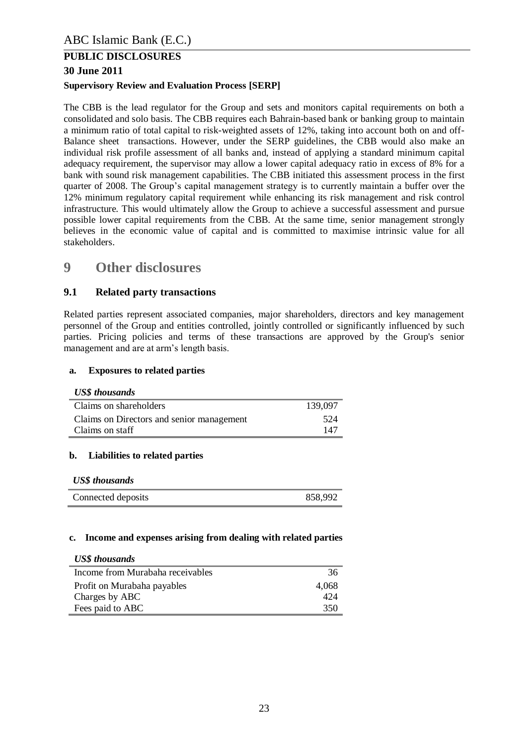**Supervisory Review and Evaluation Process [SERP]**

The CBB is the lead regulator for the Group and sets and monitors capital requirements on both a consolidated and solo basis. The CBB requires each Bahrain-based bank or banking group to maintain a minimum ratio of total capital to risk-weighted assets of 12%, taking into account both on and off-Balance sheet transactions. However, under the SERP guidelines, the CBB would also make an individual risk profile assessment of all banks and, instead of applying a standard minimum capital adequacy requirement, the supervisor may allow a lower capital adequacy ratio in excess of 8% for a bank with sound risk management capabilities. The CBB initiated this assessment process in the first quarter of 2008. The Group's capital management strategy is to currently maintain a buffer over the 12% minimum regulatory capital requirement while enhancing its risk management and risk control infrastructure. This would ultimately allow the Group to achieve a successful assessment and pursue possible lower capital requirements from the CBB. At the same time, senior management strongly believes in the economic value of capital and is committed to maximise intrinsic value for all stakeholders.

# 9 Other disclosures

## 9.1 Related party transactions

Related parties represent associated companies, major shareholders, directors and key management personnel of the Group and entities controlled, jointly controlled or significantly influenced by such parties. Pricing policies and terms of these transactions are approved by the Group's senior management and are at arm's length basis.

### a. Exposures to related parties

| *US$ thousands* | |
|---|---|
| Claims on shareholders | 139,097 |
| Claims on Directors and senior management | 524 |
| Claims on staff | 147 |

### b. Liabilities to related parties

| *US$ thousands* | |
|---|---|
| Connected deposits | 858,992 |

### c. Income and expenses arising from dealing with related parties

| *US$ thousands* | |
|---|---|
| Income from Murabaha receivables | 36 |
| Profit on Murabaha payables | 4,068 |
| Charges by ABC | 424 |
| Fees paid to ABC | 350 |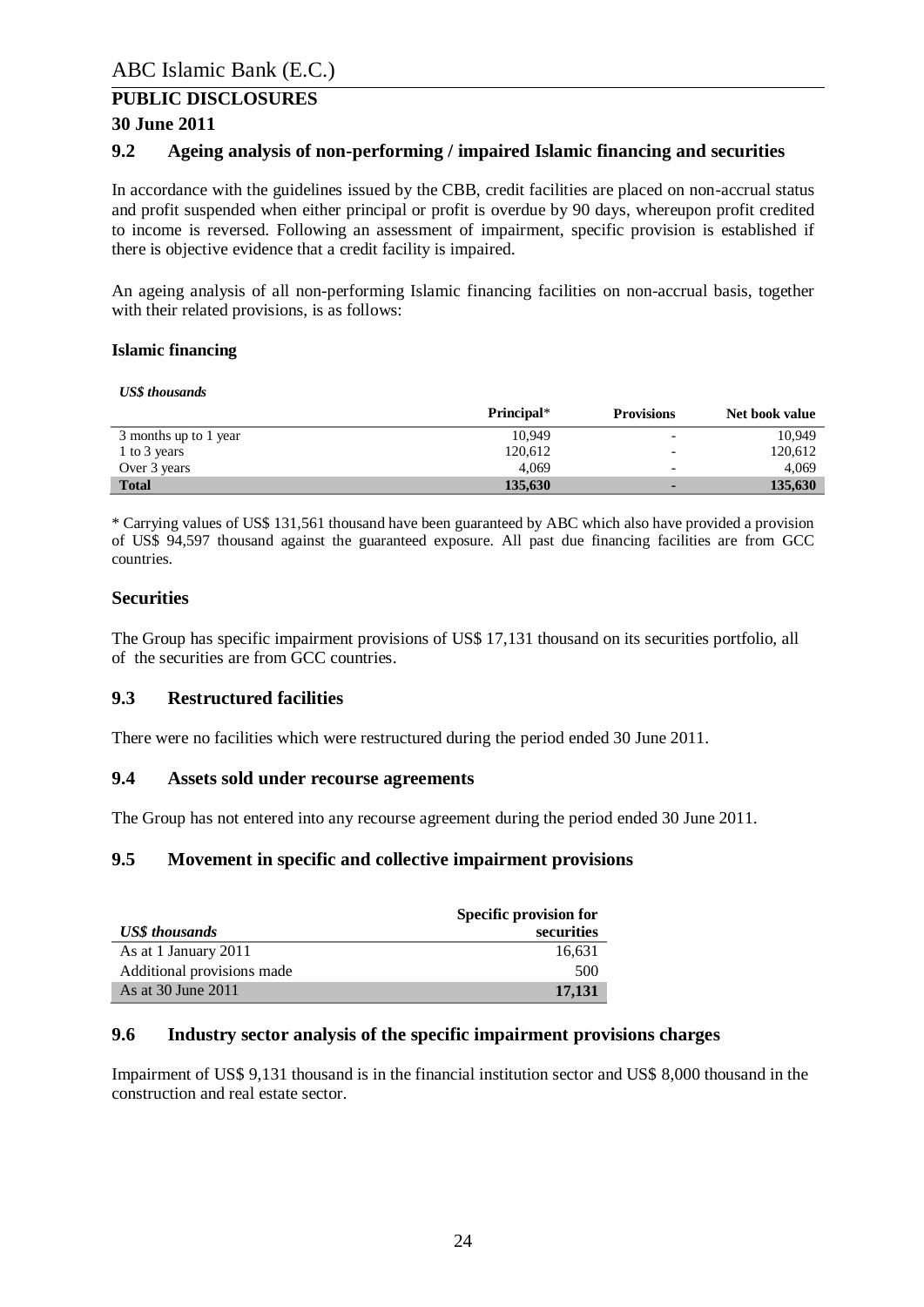## 9.2 Ageing analysis of non-performing / impaired Islamic financing and securities

In accordance with the guidelines issued by the CBB, credit facilities are placed on non-accrual status and profit suspended when either principal or profit is overdue by 90 days, whereupon profit credited to income is reversed. Following an assessment of impairment, specific provision is established if there is objective evidence that a credit facility is impaired.

An ageing analysis of all non-performing Islamic financing facilities on non-accrual basis, together with their related provisions, is as follows:

**Islamic financing**

*US$ thousands*

| | Principal* | Provisions | Net book value |
|---|---|---|---|
| 3 months up to 1 year | 10,949 | - | 10,949 |
| 1 to 3 years | 120,612 | - | 120,612 |
| Over 3 years | 4,069 | - | 4,069 |
| **Total** | **135,630** | **-** | **135,630** |

* Carrying values of US$ 131,561 thousand have been guaranteed by ABC which also have provided a provision of US$ 94,597 thousand against the guaranteed exposure. All past due financing facilities are from GCC countries.

### Securities

The Group has specific impairment provisions of US$ 17,131 thousand on its securities portfolio, all of the securities are from GCC countries.

## 9.3 Restructured facilities

There were no facilities which were restructured during the period ended 30 June 2011.

## 9.4 Assets sold under recourse agreements

The Group has not entered into any recourse agreement during the period ended 30 June 2011.

## 9.5 Movement in specific and collective impairment provisions

| *US$ thousands* | Specific provision for securities |
|---|---|
| As at 1 January 2011 | 16,631 |
| Additional provisions made | 500 |
| As at 30 June 2011 | **17,131** |

## 9.6 Industry sector analysis of the specific impairment provisions charges

Impairment of US$ 9,131 thousand is in the financial institution sector and US$ 8,000 thousand in the construction and real estate sector.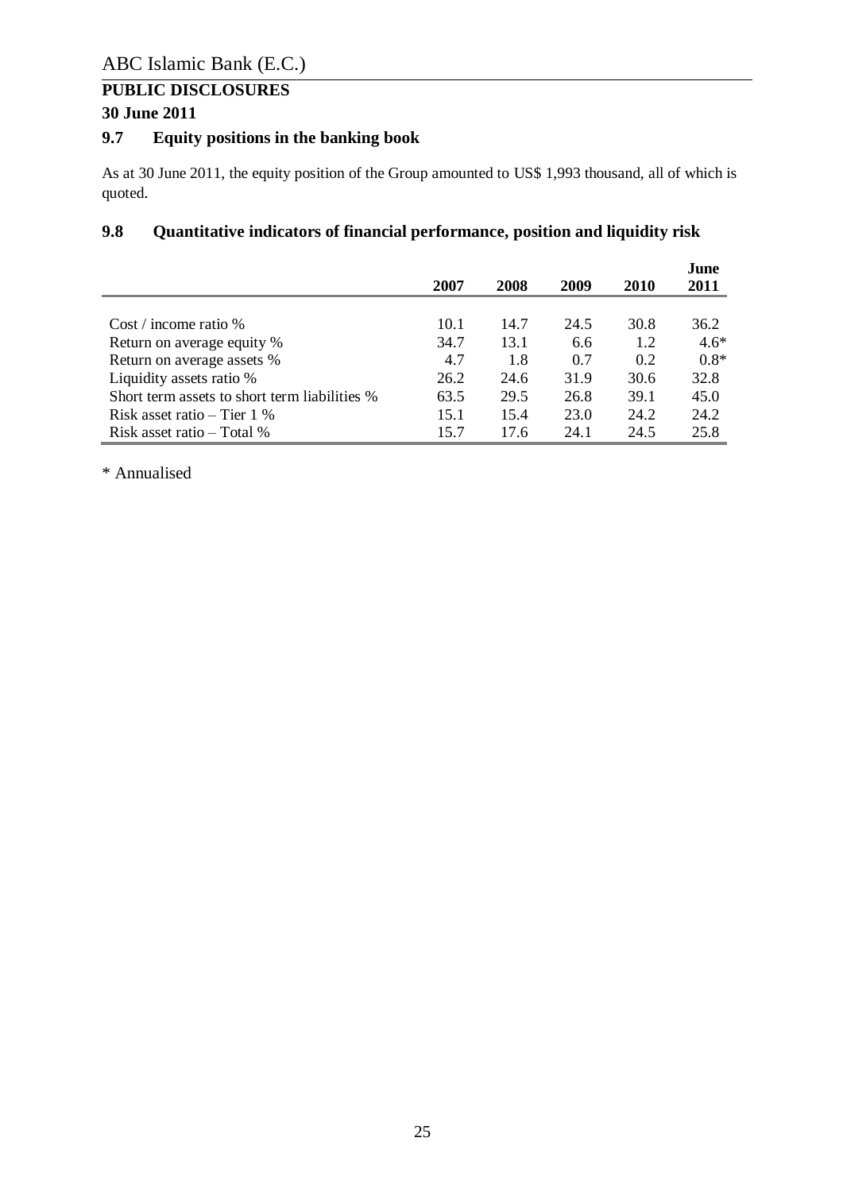### 9.7 Equity positions in the banking book

As at 30 June 2011, the equity position of the Group amounted to US$ 1,993 thousand, all of which is quoted.

### 9.8 Quantitative indicators of financial performance, position and liquidity risk

| | 2007 | 2008 | 2009 | 2010 | June 2011 |
|---|---|---|---|---|---|
| Cost / income ratio % | 10.1 | 14.7 | 24.5 | 30.8 | 36.2 |
| Return on average equity % | 34.7 | 13.1 | 6.6 | 1.2 | 4.6* |
| Return on average assets % | 4.7 | 1.8 | 0.7 | 0.2 | 0.8* |
| Liquidity assets ratio % | 26.2 | 24.6 | 31.9 | 30.6 | 32.8 |
| Short term assets to short term liabilities % | 63.5 | 29.5 | 26.8 | 39.1 | 45.0 |
| Risk asset ratio – Tier 1 % | 15.1 | 15.4 | 23.0 | 24.2 | 24.2 |
| Risk asset ratio – Total % | 15.7 | 17.6 | 24.1 | 24.5 | 25.8 |

\* Annualised